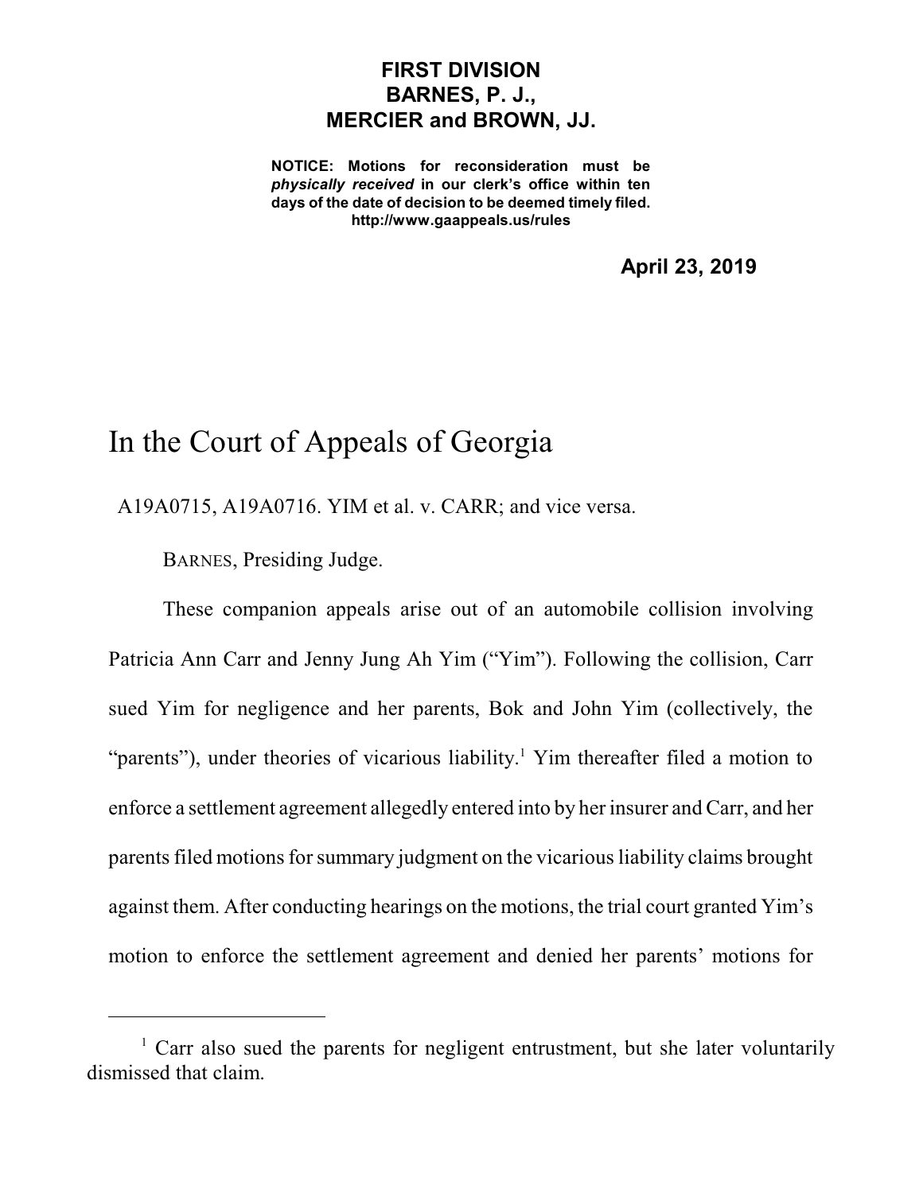**FIRST DIVISION**
**BARNES, P. J.,**
**MERCIER and BROWN, JJ.**

**NOTICE: Motions for reconsideration must be *physically received* in our clerk's office within ten days of the date of decision to be deemed timely filed.**
**http://www.gaappeals.us/rules**

**April 23, 2019**

# In the Court of Appeals of Georgia

A19A0715, A19A0716. YIM et al. v. CARR; and vice versa.

BARNES, Presiding Judge.

These companion appeals arise out of an automobile collision involving Patricia Ann Carr and Jenny Jung Ah Yim ("Yim"). Following the collision, Carr sued Yim for negligence and her parents, Bok and John Yim (collectively, the "parents"), under theories of vicarious liability.[1] Yim thereafter filed a motion to enforce a settlement agreement allegedly entered into by her insurer and Carr, and her parents filed motions for summary judgment on the vicarious liability claims brought against them. After conducting hearings on the motions, the trial court granted Yim's motion to enforce the settlement agreement and denied her parents' motions for

---

[1] Carr also sued the parents for negligent entrustment, but she later voluntarily dismissed that claim.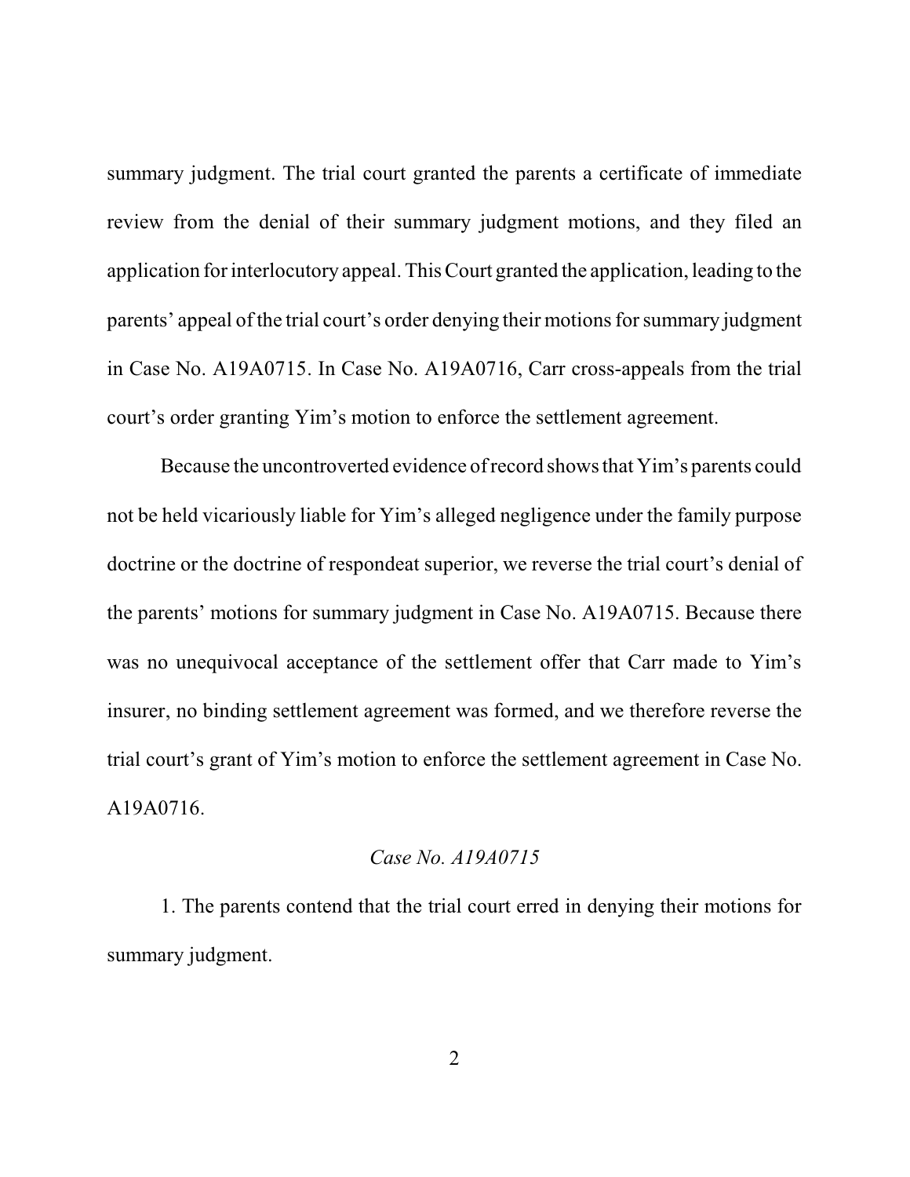summary judgment. The trial court granted the parents a certificate of immediate review from the denial of their summary judgment motions, and they filed an application for interlocutory appeal. This Court granted the application, leading to the parents' appeal of the trial court's order denying their motions for summary judgment in Case No. A19A0715. In Case No. A19A0716, Carr cross-appeals from the trial court's order granting Yim's motion to enforce the settlement agreement.

Because the uncontroverted evidence of record shows that Yim's parents could not be held vicariously liable for Yim's alleged negligence under the family purpose doctrine or the doctrine of respondeat superior, we reverse the trial court's denial of the parents' motions for summary judgment in Case No. A19A0715. Because there was no unequivocal acceptance of the settlement offer that Carr made to Yim's insurer, no binding settlement agreement was formed, and we therefore reverse the trial court's grant of Yim's motion to enforce the settlement agreement in Case No. A19A0716.

*Case No. A19A0715*

1. The parents contend that the trial court erred in denying their motions for summary judgment.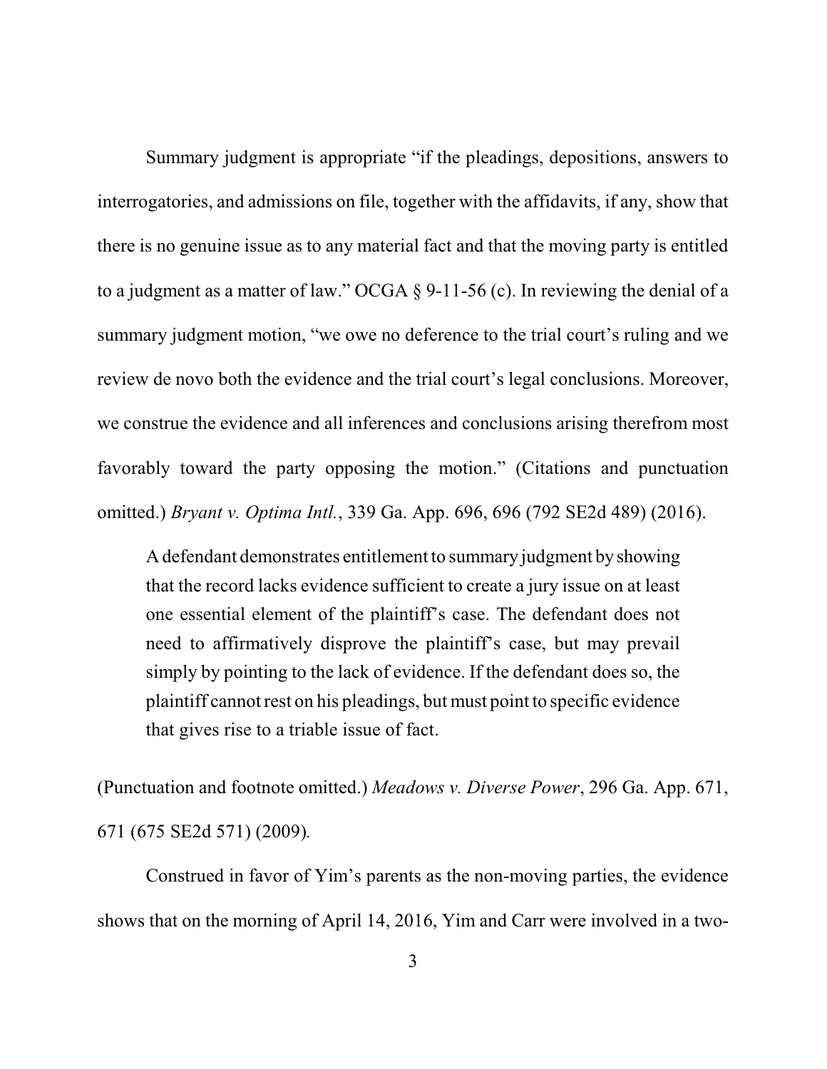Summary judgment is appropriate "if the pleadings, depositions, answers to interrogatories, and admissions on file, together with the affidavits, if any, show that there is no genuine issue as to any material fact and that the moving party is entitled to a judgment as a matter of law." OCGA § 9-11-56 (c). In reviewing the denial of a summary judgment motion, "we owe no deference to the trial court's ruling and we review de novo both the evidence and the trial court's legal conclusions. Moreover, we construe the evidence and all inferences and conclusions arising therefrom most favorably toward the party opposing the motion." (Citations and punctuation omitted.) *Bryant v. Optima Intl.*, 339 Ga. App. 696, 696 (792 SE2d 489) (2016).

> A defendant demonstrates entitlement to summary judgment by showing that the record lacks evidence sufficient to create a jury issue on at least one essential element of the plaintiff's case. The defendant does not need to affirmatively disprove the plaintiff's case, but may prevail simply by pointing to the lack of evidence. If the defendant does so, the plaintiff cannot rest on his pleadings, but must point to specific evidence that gives rise to a triable issue of fact.

(Punctuation and footnote omitted.) *Meadows v. Diverse Power*, 296 Ga. App. 671, 671 (675 SE2d 571) (2009).

Construed in favor of Yim's parents as the non-moving parties, the evidence shows that on the morning of April 14, 2016, Yim and Carr were involved in a two-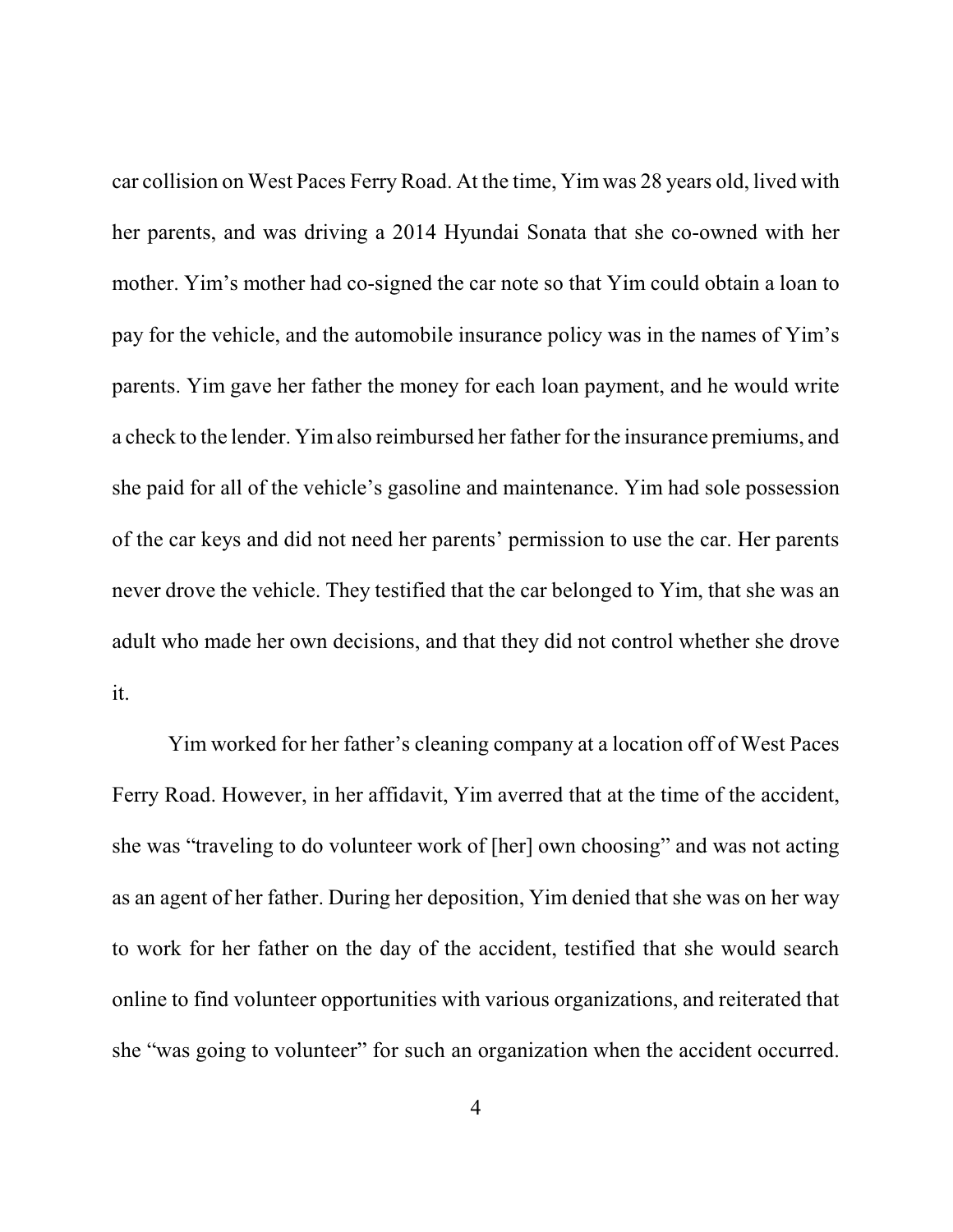car collision on West Paces Ferry Road. At the time, Yim was 28 years old, lived with her parents, and was driving a 2014 Hyundai Sonata that she co-owned with her mother. Yim's mother had co-signed the car note so that Yim could obtain a loan to pay for the vehicle, and the automobile insurance policy was in the names of Yim's parents. Yim gave her father the money for each loan payment, and he would write a check to the lender. Yim also reimbursed her father for the insurance premiums, and she paid for all of the vehicle's gasoline and maintenance. Yim had sole possession of the car keys and did not need her parents' permission to use the car. Her parents never drove the vehicle. They testified that the car belonged to Yim, that she was an adult who made her own decisions, and that they did not control whether she drove it.

Yim worked for her father's cleaning company at a location off of West Paces Ferry Road. However, in her affidavit, Yim averred that at the time of the accident, she was "traveling to do volunteer work of [her] own choosing" and was not acting as an agent of her father. During her deposition, Yim denied that she was on her way to work for her father on the day of the accident, testified that she would search online to find volunteer opportunities with various organizations, and reiterated that she "was going to volunteer" for such an organization when the accident occurred.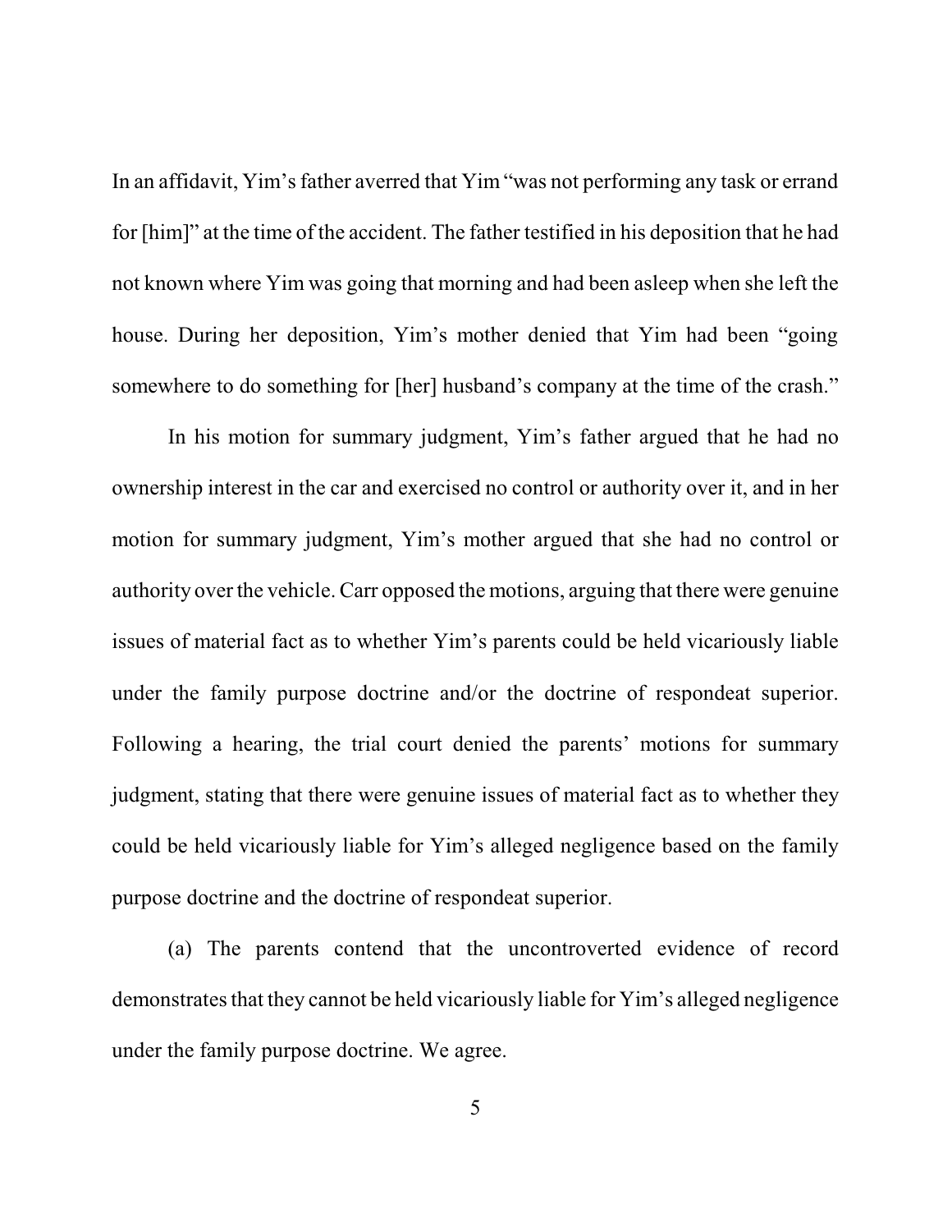In an affidavit, Yim's father averred that Yim "was not performing any task or errand for [him]" at the time of the accident. The father testified in his deposition that he had not known where Yim was going that morning and had been asleep when she left the house. During her deposition, Yim's mother denied that Yim had been "going somewhere to do something for [her] husband's company at the time of the crash."

In his motion for summary judgment, Yim's father argued that he had no ownership interest in the car and exercised no control or authority over it, and in her motion for summary judgment, Yim's mother argued that she had no control or authority over the vehicle. Carr opposed the motions, arguing that there were genuine issues of material fact as to whether Yim's parents could be held vicariously liable under the family purpose doctrine and/or the doctrine of respondeat superior. Following a hearing, the trial court denied the parents' motions for summary judgment, stating that there were genuine issues of material fact as to whether they could be held vicariously liable for Yim's alleged negligence based on the family purpose doctrine and the doctrine of respondeat superior.

(a) The parents contend that the uncontroverted evidence of record demonstrates that they cannot be held vicariously liable for Yim's alleged negligence under the family purpose doctrine. We agree.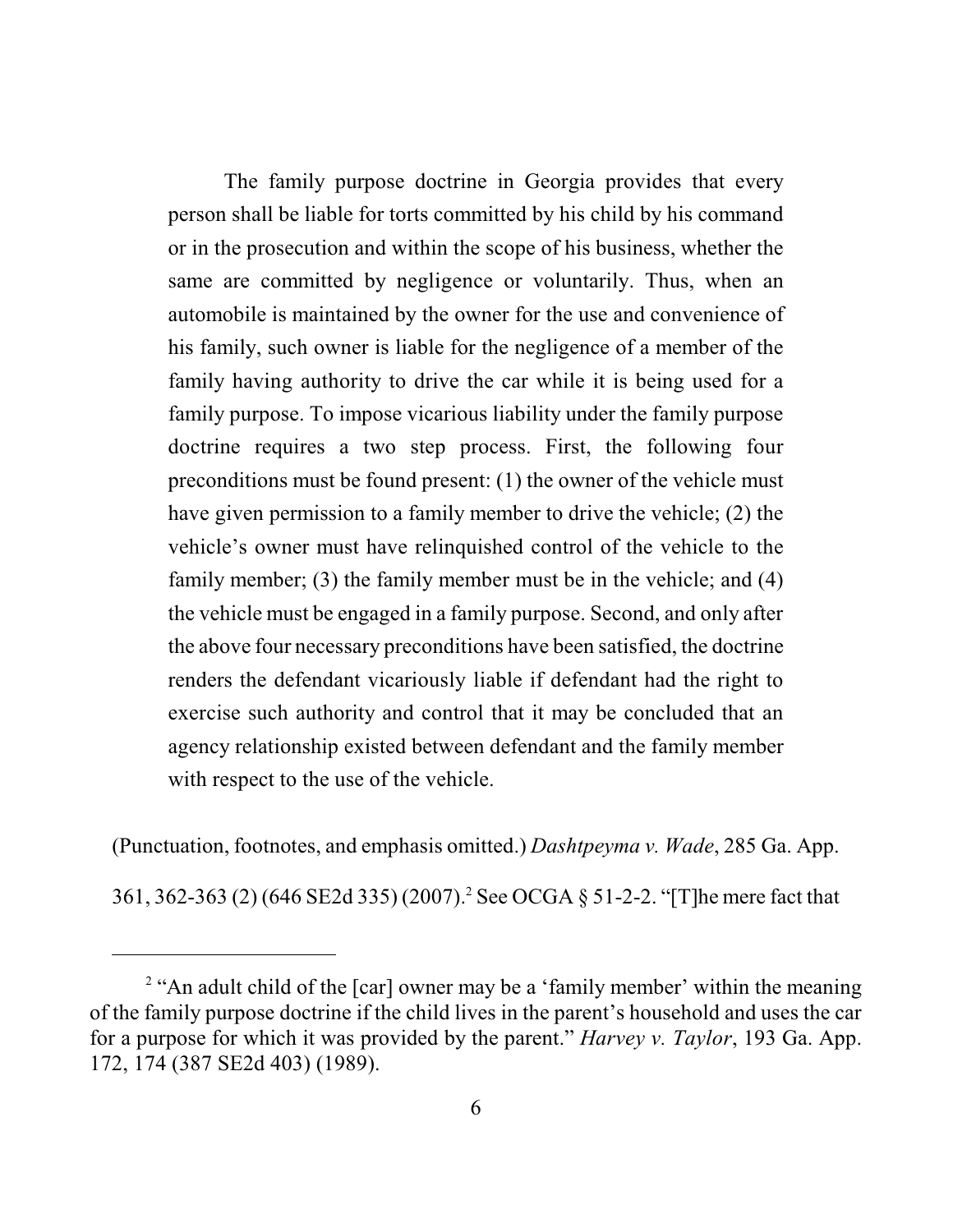> The family purpose doctrine in Georgia provides that every person shall be liable for torts committed by his child by his command or in the prosecution and within the scope of his business, whether the same are committed by negligence or voluntarily. Thus, when an automobile is maintained by the owner for the use and convenience of his family, such owner is liable for the negligence of a member of the family having authority to drive the car while it is being used for a family purpose. To impose vicarious liability under the family purpose doctrine requires a two step process. First, the following four preconditions must be found present: (1) the owner of the vehicle must have given permission to a family member to drive the vehicle; (2) the vehicle's owner must have relinquished control of the vehicle to the family member; (3) the family member must be in the vehicle; and (4) the vehicle must be engaged in a family purpose. Second, and only after the above four necessary preconditions have been satisfied, the doctrine renders the defendant vicariously liable if defendant had the right to exercise such authority and control that it may be concluded that an agency relationship existed between defendant and the family member with respect to the use of the vehicle.

(Punctuation, footnotes, and emphasis omitted.) *Dashtpeyma v. Wade*, 285 Ga. App. 361, 362-363 (2) (646 SE2d 335) (2007).[2] See OCGA § 51-2-2. "[T]he mere fact that

[2] "An adult child of the [car] owner may be a 'family member' within the meaning of the family purpose doctrine if the child lives in the parent's household and uses the car for a purpose for which it was provided by the parent." *Harvey v. Taylor*, 193 Ga. App. 172, 174 (387 SE2d 403) (1989).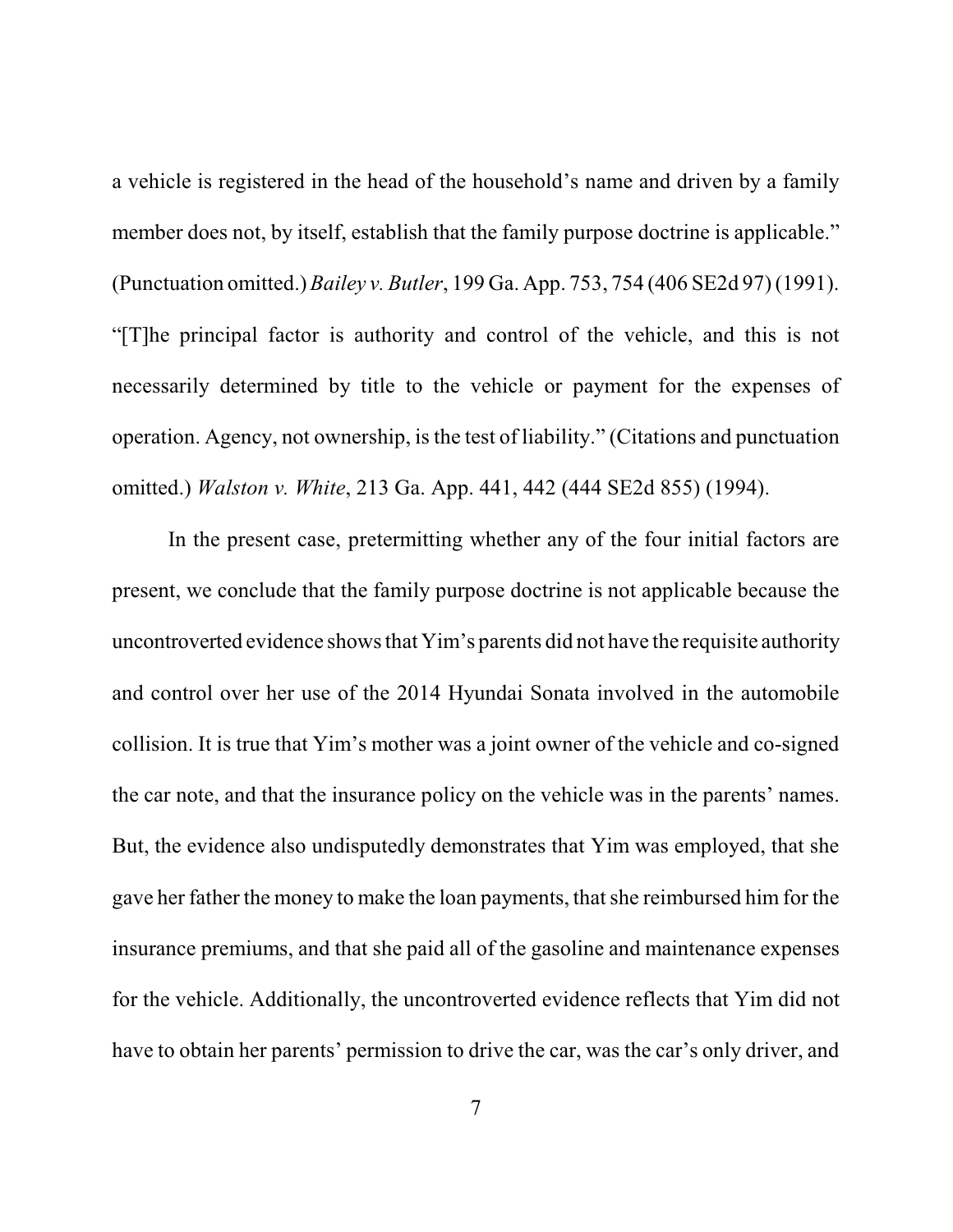a vehicle is registered in the head of the household's name and driven by a family member does not, by itself, establish that the family purpose doctrine is applicable." (Punctuation omitted.) *Bailey v. Butler*, 199 Ga. App. 753, 754 (406 SE2d 97) (1991). "[T]he principal factor is authority and control of the vehicle, and this is not necessarily determined by title to the vehicle or payment for the expenses of operation. Agency, not ownership, is the test of liability." (Citations and punctuation omitted.) *Walston v. White*, 213 Ga. App. 441, 442 (444 SE2d 855) (1994).

In the present case, pretermitting whether any of the four initial factors are present, we conclude that the family purpose doctrine is not applicable because the uncontroverted evidence shows that Yim's parents did not have the requisite authority and control over her use of the 2014 Hyundai Sonata involved in the automobile collision. It is true that Yim's mother was a joint owner of the vehicle and co-signed the car note, and that the insurance policy on the vehicle was in the parents' names. But, the evidence also undisputedly demonstrates that Yim was employed, that she gave her father the money to make the loan payments, that she reimbursed him for the insurance premiums, and that she paid all of the gasoline and maintenance expenses for the vehicle. Additionally, the uncontroverted evidence reflects that Yim did not have to obtain her parents' permission to drive the car, was the car's only driver, and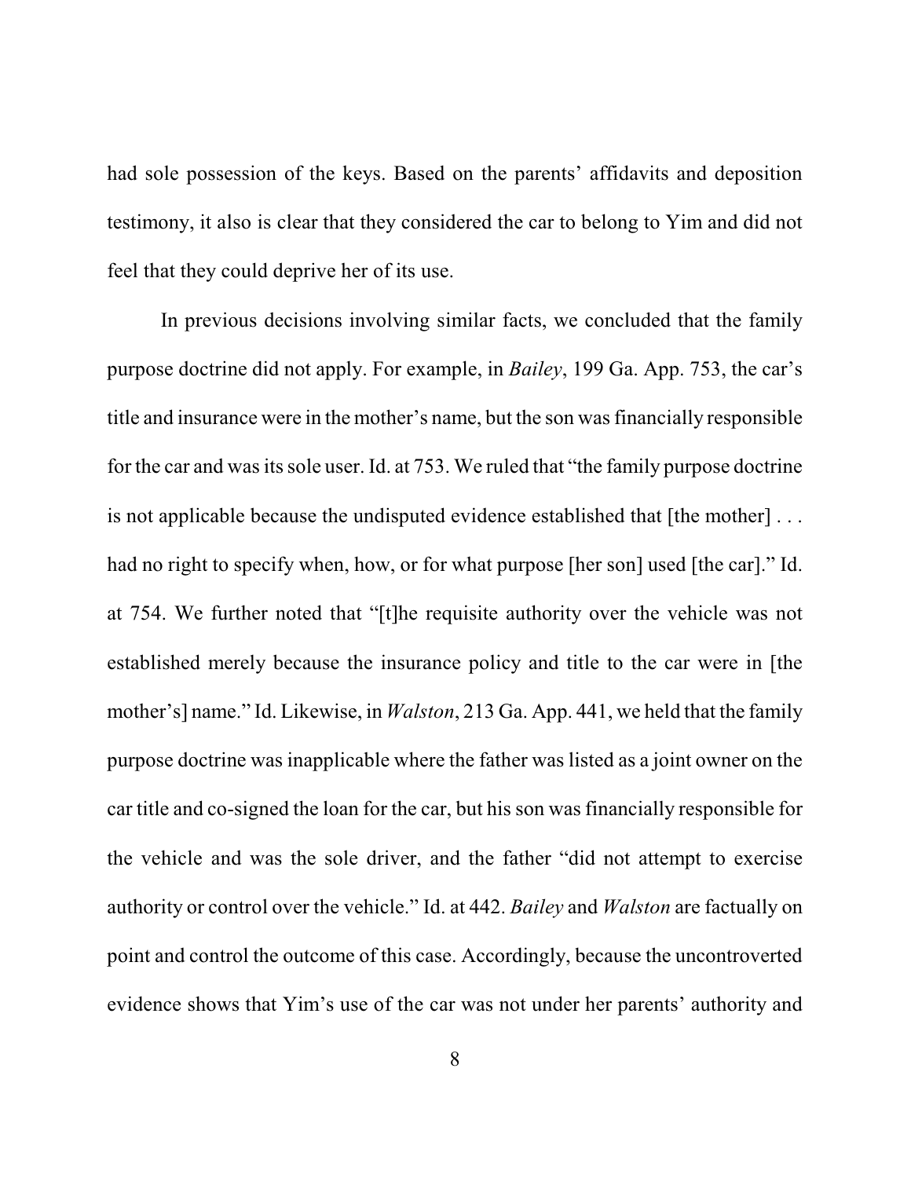had sole possession of the keys. Based on the parents' affidavits and deposition testimony, it also is clear that they considered the car to belong to Yim and did not feel that they could deprive her of its use.

In previous decisions involving similar facts, we concluded that the family purpose doctrine did not apply. For example, in *Bailey*, 199 Ga. App. 753, the car's title and insurance were in the mother's name, but the son was financially responsible for the car and was its sole user. Id. at 753. We ruled that "the family purpose doctrine is not applicable because the undisputed evidence established that [the mother] . . . had no right to specify when, how, or for what purpose [her son] used [the car]." Id. at 754. We further noted that "[t]he requisite authority over the vehicle was not established merely because the insurance policy and title to the car were in [the mother's] name." Id. Likewise, in *Walston*, 213 Ga. App. 441, we held that the family purpose doctrine was inapplicable where the father was listed as a joint owner on the car title and co-signed the loan for the car, but his son was financially responsible for the vehicle and was the sole driver, and the father "did not attempt to exercise authority or control over the vehicle." Id. at 442. *Bailey* and *Walston* are factually on point and control the outcome of this case. Accordingly, because the uncontroverted evidence shows that Yim's use of the car was not under her parents' authority and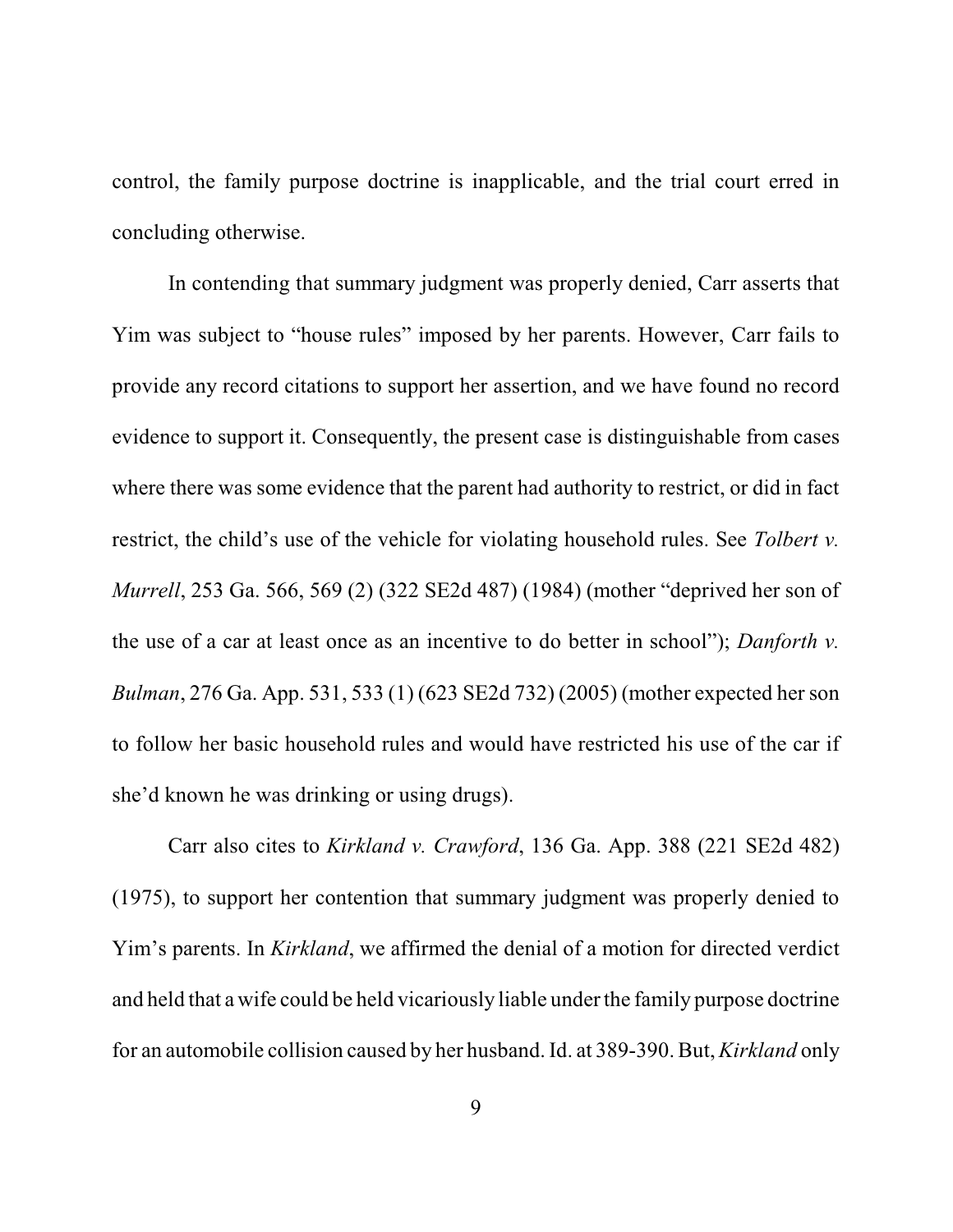control, the family purpose doctrine is inapplicable, and the trial court erred in concluding otherwise.

In contending that summary judgment was properly denied, Carr asserts that Yim was subject to "house rules" imposed by her parents. However, Carr fails to provide any record citations to support her assertion, and we have found no record evidence to support it. Consequently, the present case is distinguishable from cases where there was some evidence that the parent had authority to restrict, or did in fact restrict, the child's use of the vehicle for violating household rules. See *Tolbert v. Murrell*, 253 Ga. 566, 569 (2) (322 SE2d 487) (1984) (mother "deprived her son of the use of a car at least once as an incentive to do better in school"); *Danforth v. Bulman*, 276 Ga. App. 531, 533 (1) (623 SE2d 732) (2005) (mother expected her son to follow her basic household rules and would have restricted his use of the car if she'd known he was drinking or using drugs).

Carr also cites to *Kirkland v. Crawford*, 136 Ga. App. 388 (221 SE2d 482) (1975), to support her contention that summary judgment was properly denied to Yim's parents. In *Kirkland*, we affirmed the denial of a motion for directed verdict and held that a wife could be held vicariously liable under the family purpose doctrine for an automobile collision caused by her husband. Id. at 389-390. But, *Kirkland* only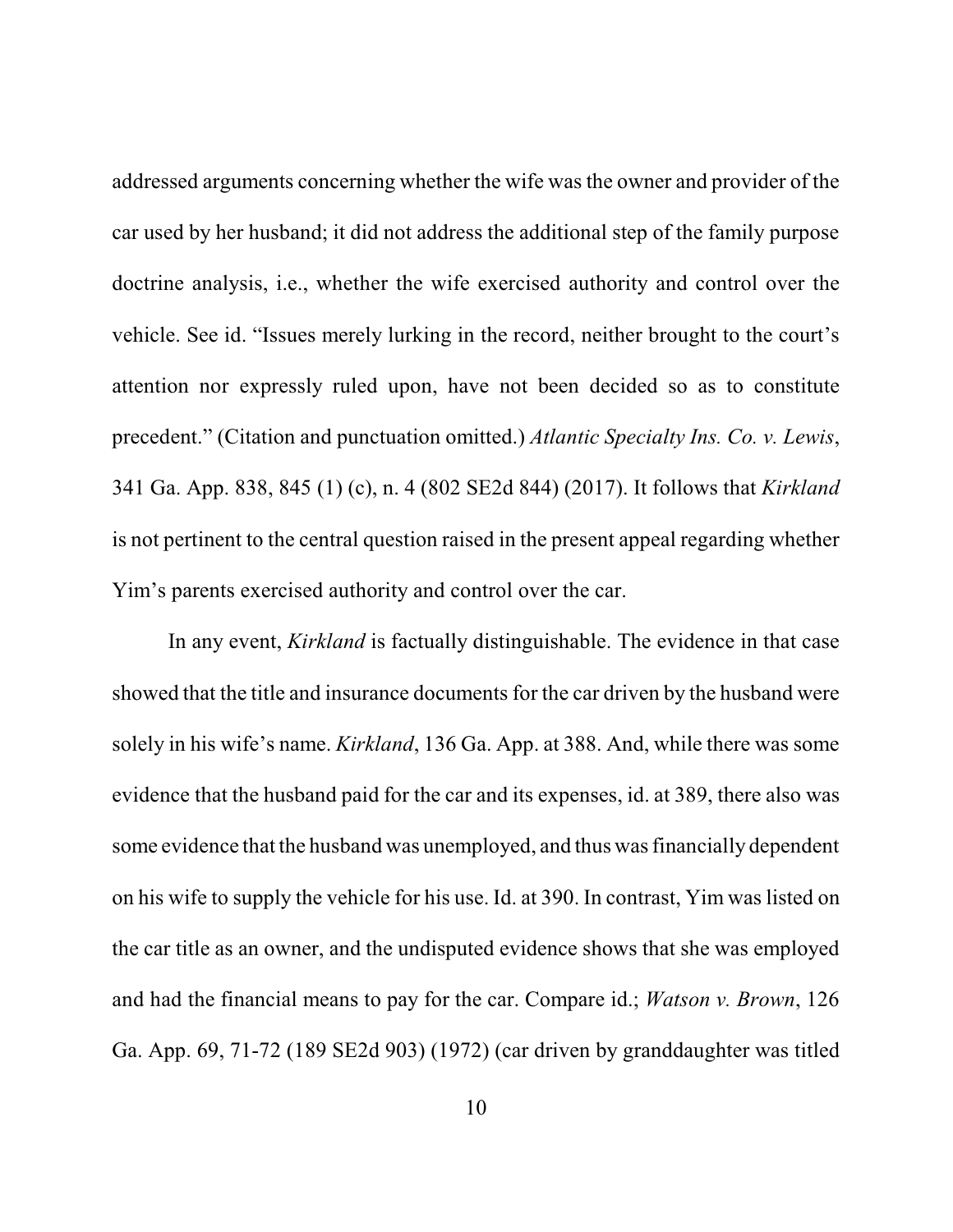addressed arguments concerning whether the wife was the owner and provider of the car used by her husband; it did not address the additional step of the family purpose doctrine analysis, i.e., whether the wife exercised authority and control over the vehicle. See id. "Issues merely lurking in the record, neither brought to the court's attention nor expressly ruled upon, have not been decided so as to constitute precedent." (Citation and punctuation omitted.) *Atlantic Specialty Ins. Co. v. Lewis*, 341 Ga. App. 838, 845 (1) (c), n. 4 (802 SE2d 844) (2017). It follows that *Kirkland* is not pertinent to the central question raised in the present appeal regarding whether Yim's parents exercised authority and control over the car.

In any event, *Kirkland* is factually distinguishable. The evidence in that case showed that the title and insurance documents for the car driven by the husband were solely in his wife's name. *Kirkland*, 136 Ga. App. at 388. And, while there was some evidence that the husband paid for the car and its expenses, id. at 389, there also was some evidence that the husband was unemployed, and thus was financially dependent on his wife to supply the vehicle for his use. Id. at 390. In contrast, Yim was listed on the car title as an owner, and the undisputed evidence shows that she was employed and had the financial means to pay for the car. Compare id.; *Watson v. Brown*, 126 Ga. App. 69, 71-72 (189 SE2d 903) (1972) (car driven by granddaughter was titled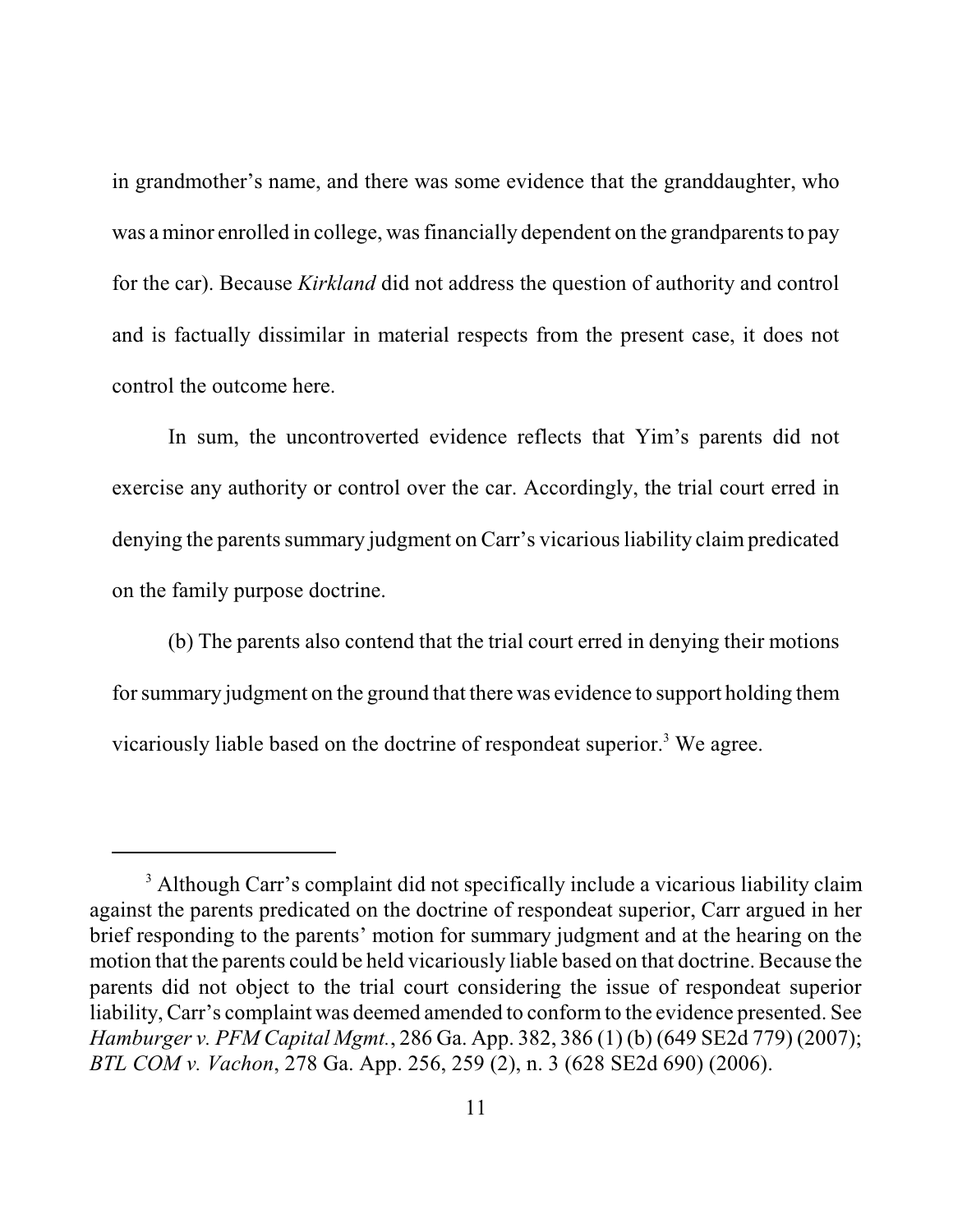in grandmother's name, and there was some evidence that the granddaughter, who was a minor enrolled in college, was financially dependent on the grandparents to pay for the car). Because *Kirkland* did not address the question of authority and control and is factually dissimilar in material respects from the present case, it does not control the outcome here.

In sum, the uncontroverted evidence reflects that Yim's parents did not exercise any authority or control over the car. Accordingly, the trial court erred in denying the parents summary judgment on Carr's vicarious liability claim predicated on the family purpose doctrine.

(b) The parents also contend that the trial court erred in denying their motions for summary judgment on the ground that there was evidence to support holding them vicariously liable based on the doctrine of respondeat superior.[3] We agree.

---

[3] Although Carr's complaint did not specifically include a vicarious liability claim against the parents predicated on the doctrine of respondeat superior, Carr argued in her brief responding to the parents' motion for summary judgment and at the hearing on the motion that the parents could be held vicariously liable based on that doctrine. Because the parents did not object to the trial court considering the issue of respondeat superior liability, Carr's complaint was deemed amended to conform to the evidence presented. See *Hamburger v. PFM Capital Mgmt.*, 286 Ga. App. 382, 386 (1) (b) (649 SE2d 779) (2007); *BTL COM v. Vachon*, 278 Ga. App. 256, 259 (2), n. 3 (628 SE2d 690) (2006).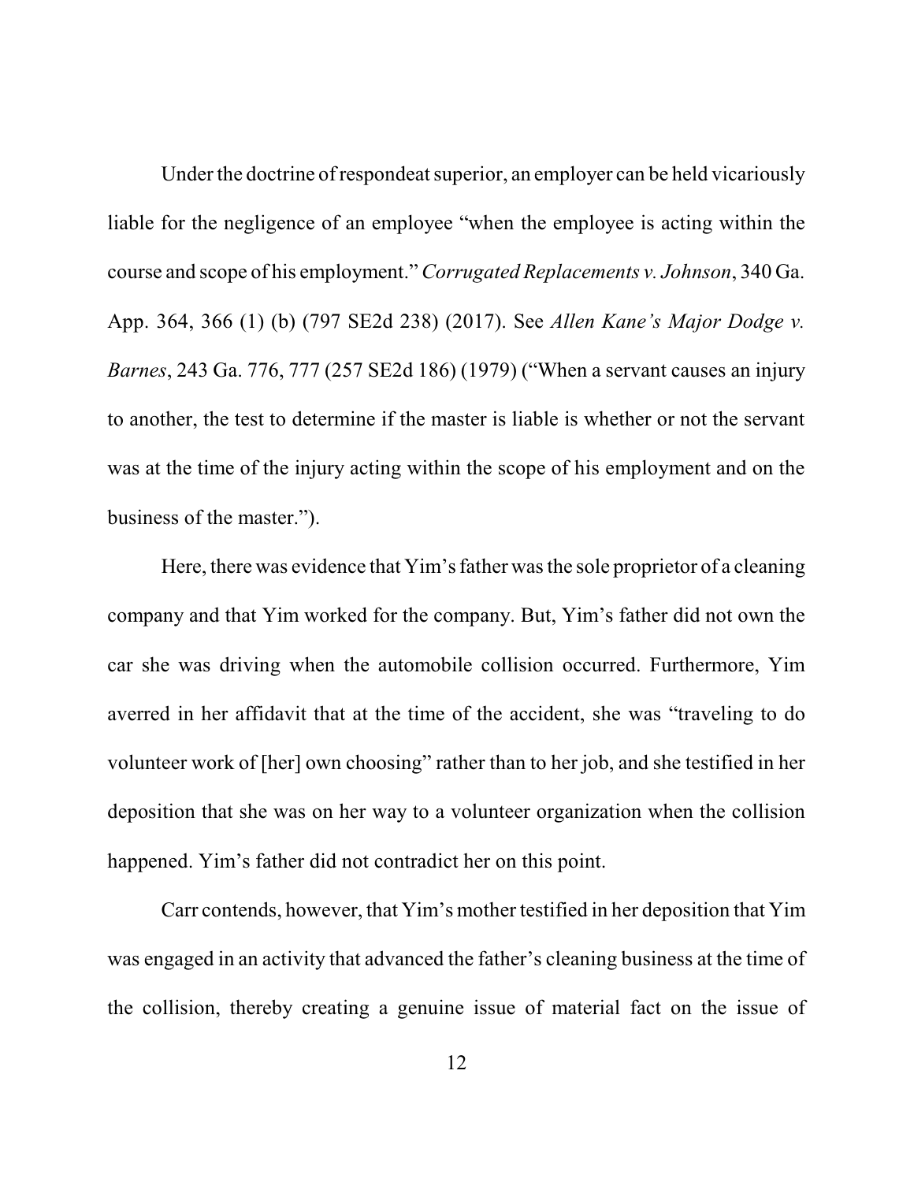Under the doctrine of respondeat superior, an employer can be held vicariously liable for the negligence of an employee "when the employee is acting within the course and scope of his employment." *Corrugated Replacements v. Johnson*, 340 Ga. App. 364, 366 (1) (b) (797 SE2d 238) (2017). See *Allen Kane's Major Dodge v. Barnes*, 243 Ga. 776, 777 (257 SE2d 186) (1979) ("When a servant causes an injury to another, the test to determine if the master is liable is whether or not the servant was at the time of the injury acting within the scope of his employment and on the business of the master.").

Here, there was evidence that Yim's father was the sole proprietor of a cleaning company and that Yim worked for the company. But, Yim's father did not own the car she was driving when the automobile collision occurred. Furthermore, Yim averred in her affidavit that at the time of the accident, she was "traveling to do volunteer work of [her] own choosing" rather than to her job, and she testified in her deposition that she was on her way to a volunteer organization when the collision happened. Yim's father did not contradict her on this point.

Carr contends, however, that Yim's mother testified in her deposition that Yim was engaged in an activity that advanced the father's cleaning business at the time of the collision, thereby creating a genuine issue of material fact on the issue of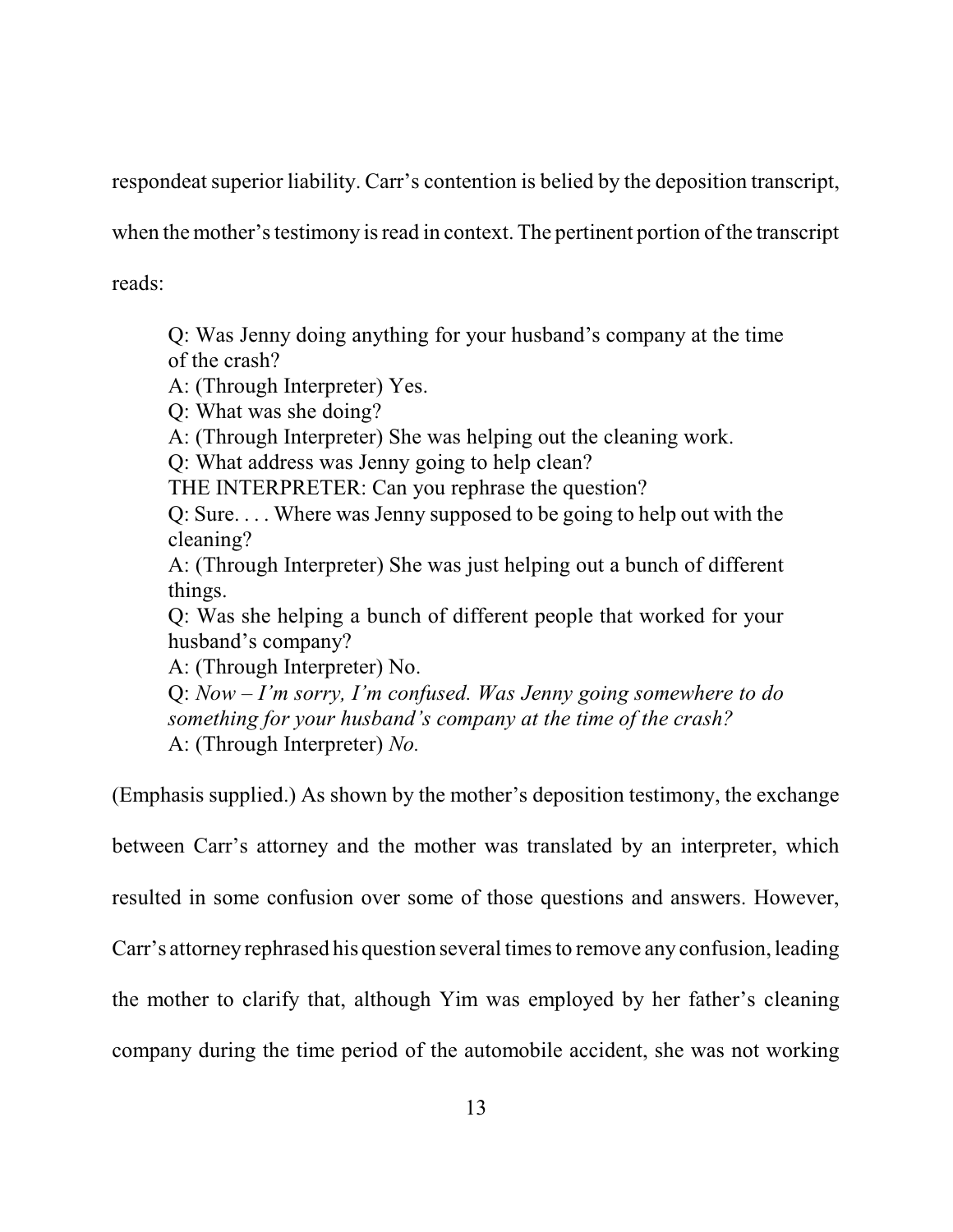respondeat superior liability. Carr's contention is belied by the deposition transcript, when the mother's testimony is read in context. The pertinent portion of the transcript reads:

> Q: Was Jenny doing anything for your husband's company at the time of the crash?
> A: (Through Interpreter) Yes.
> Q: What was she doing?
> A: (Through Interpreter) She was helping out the cleaning work.
> Q: What address was Jenny going to help clean?
> THE INTERPRETER: Can you rephrase the question?
> Q: Sure. . . . Where was Jenny supposed to be going to help out with the cleaning?
> A: (Through Interpreter) She was just helping out a bunch of different things.
> Q: Was she helping a bunch of different people that worked for your husband's company?
> A: (Through Interpreter) No.
> Q: *Now – I'm sorry, I'm confused. Was Jenny going somewhere to do something for your husband's company at the time of the crash?*
> A: (Through Interpreter) *No.*

(Emphasis supplied.) As shown by the mother's deposition testimony, the exchange between Carr's attorney and the mother was translated by an interpreter, which resulted in some confusion over some of those questions and answers. However, Carr's attorney rephrased his question several times to remove any confusion, leading the mother to clarify that, although Yim was employed by her father's cleaning company during the time period of the automobile accident, she was not working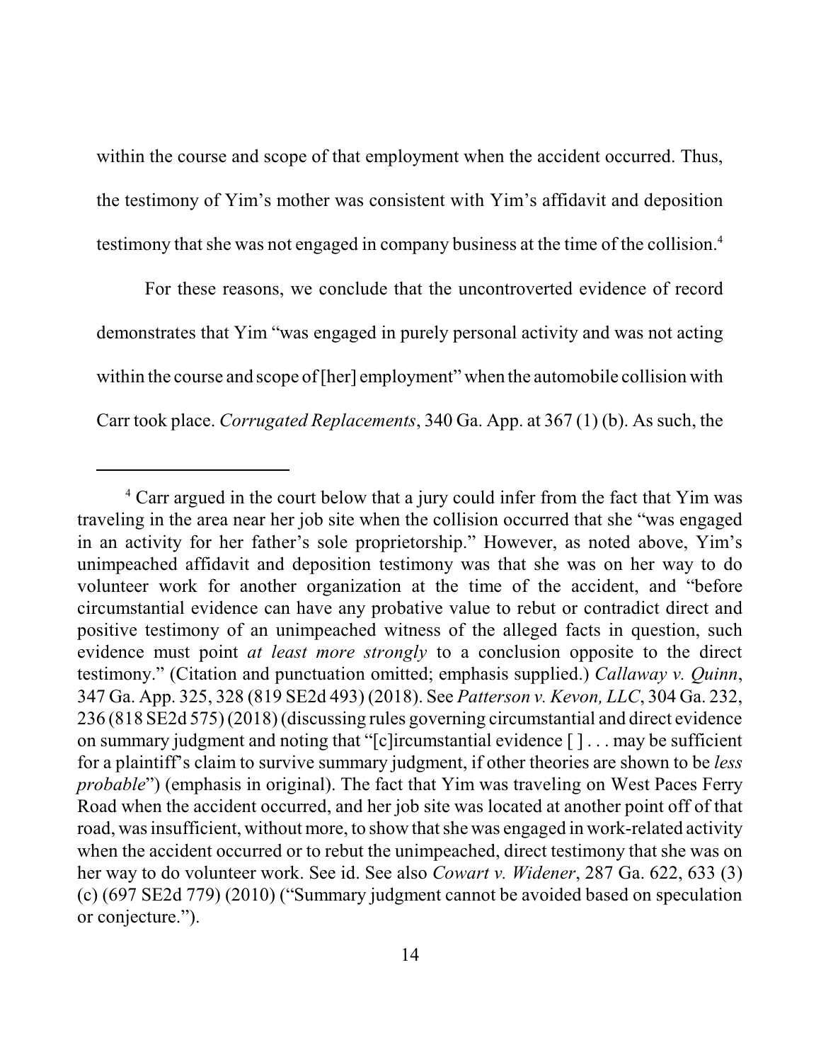within the course and scope of that employment when the accident occurred. Thus, the testimony of Yim's mother was consistent with Yim's affidavit and deposition testimony that she was not engaged in company business at the time of the collision.[4]

For these reasons, we conclude that the uncontroverted evidence of record demonstrates that Yim "was engaged in purely personal activity and was not acting within the course and scope of [her] employment" when the automobile collision with Carr took place. *Corrugated Replacements*, 340 Ga. App. at 367 (1) (b). As such, the

---

[4] Carr argued in the court below that a jury could infer from the fact that Yim was traveling in the area near her job site when the collision occurred that she "was engaged in an activity for her father's sole proprietorship." However, as noted above, Yim's unimpeached affidavit and deposition testimony was that she was on her way to do volunteer work for another organization at the time of the accident, and "before circumstantial evidence can have any probative value to rebut or contradict direct and positive testimony of an unimpeached witness of the alleged facts in question, such evidence must point *at least more strongly* to a conclusion opposite to the direct testimony." (Citation and punctuation omitted; emphasis supplied.) *Callaway v. Quinn*, 347 Ga. App. 325, 328 (819 SE2d 493) (2018). See *Patterson v. Kevon, LLC*, 304 Ga. 232, 236 (818 SE2d 575) (2018) (discussing rules governing circumstantial and direct evidence on summary judgment and noting that "[c]ircumstantial evidence [ ] . . . may be sufficient for a plaintiff's claim to survive summary judgment, if other theories are shown to be *less probable*") (emphasis in original). The fact that Yim was traveling on West Paces Ferry Road when the accident occurred, and her job site was located at another point off of that road, was insufficient, without more, to show that she was engaged in work-related activity when the accident occurred or to rebut the unimpeached, direct testimony that she was on her way to do volunteer work. See id. See also *Cowart v. Widener*, 287 Ga. 622, 633 (3) (c) (697 SE2d 779) (2010) ("Summary judgment cannot be avoided based on speculation or conjecture.").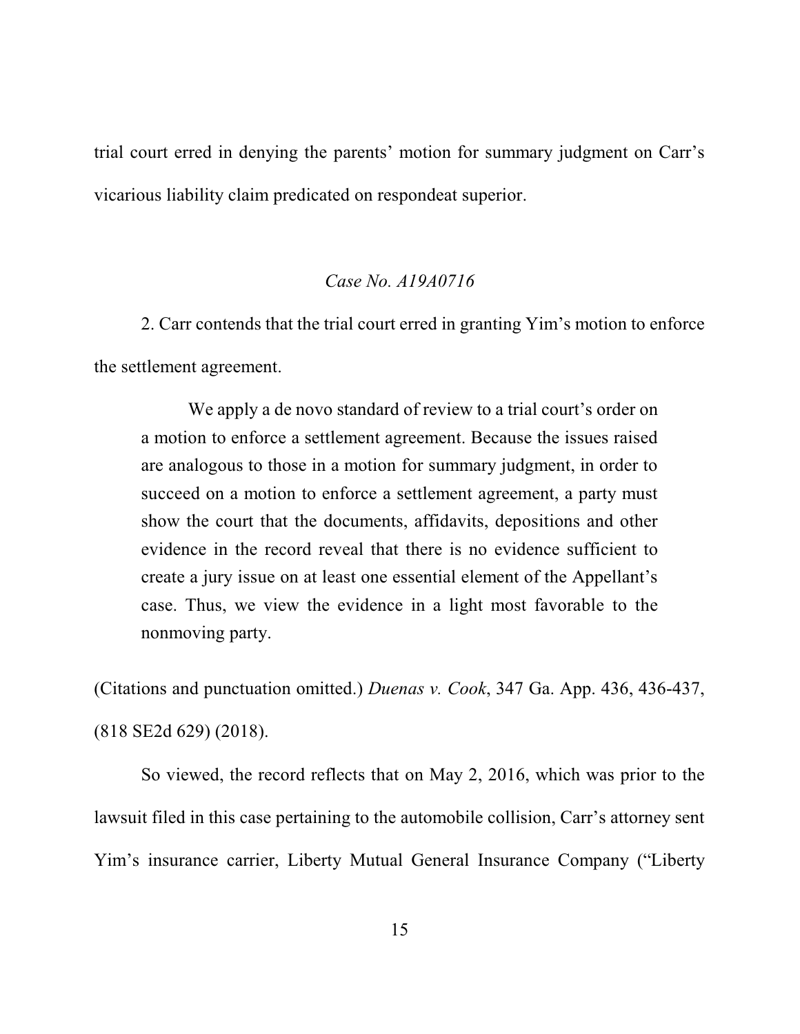trial court erred in denying the parents' motion for summary judgment on Carr's vicarious liability claim predicated on respondeat superior.

*Case No. A19A0716*

2. Carr contends that the trial court erred in granting Yim's motion to enforce the settlement agreement.

> We apply a de novo standard of review to a trial court's order on a motion to enforce a settlement agreement. Because the issues raised are analogous to those in a motion for summary judgment, in order to succeed on a motion to enforce a settlement agreement, a party must show the court that the documents, affidavits, depositions and other evidence in the record reveal that there is no evidence sufficient to create a jury issue on at least one essential element of the Appellant's case. Thus, we view the evidence in a light most favorable to the nonmoving party.

(Citations and punctuation omitted.) *Duenas v. Cook*, 347 Ga. App. 436, 436-437, (818 SE2d 629) (2018).

So viewed, the record reflects that on May 2, 2016, which was prior to the lawsuit filed in this case pertaining to the automobile collision, Carr's attorney sent Yim's insurance carrier, Liberty Mutual General Insurance Company ("Liberty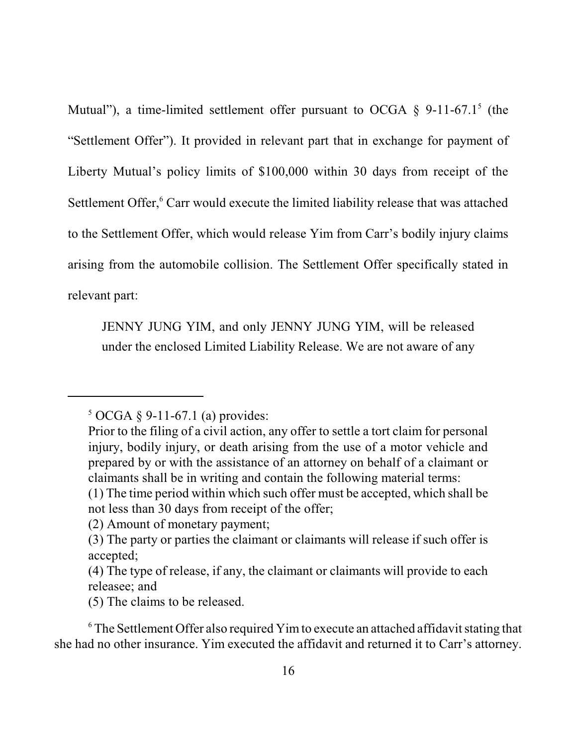Mutual"), a time-limited settlement offer pursuant to OCGA § 9-11-67.1[5] (the "Settlement Offer"). It provided in relevant part that in exchange for payment of Liberty Mutual's policy limits of $100,000 within 30 days from receipt of the Settlement Offer,[6] Carr would execute the limited liability release that was attached to the Settlement Offer, which would release Yim from Carr's bodily injury claims arising from the automobile collision. The Settlement Offer specifically stated in relevant part:

> JENNY JUNG YIM, and only JENNY JUNG YIM, will be released under the enclosed Limited Liability Release. We are not aware of any

---

[5] OCGA § 9-11-67.1 (a) provides:

> Prior to the filing of a civil action, any offer to settle a tort claim for personal injury, bodily injury, or death arising from the use of a motor vehicle and prepared by or with the assistance of an attorney on behalf of a claimant or claimants shall be in writing and contain the following material terms:
> (1) The time period within which such offer must be accepted, which shall be not less than 30 days from receipt of the offer;
> (2) Amount of monetary payment;
> (3) The party or parties the claimant or claimants will release if such offer is accepted;
> (4) The type of release, if any, the claimant or claimants will provide to each releasee; and
> (5) The claims to be released.

[6] The Settlement Offer also required Yim to execute an attached affidavit stating that she had no other insurance. Yim executed the affidavit and returned it to Carr's attorney.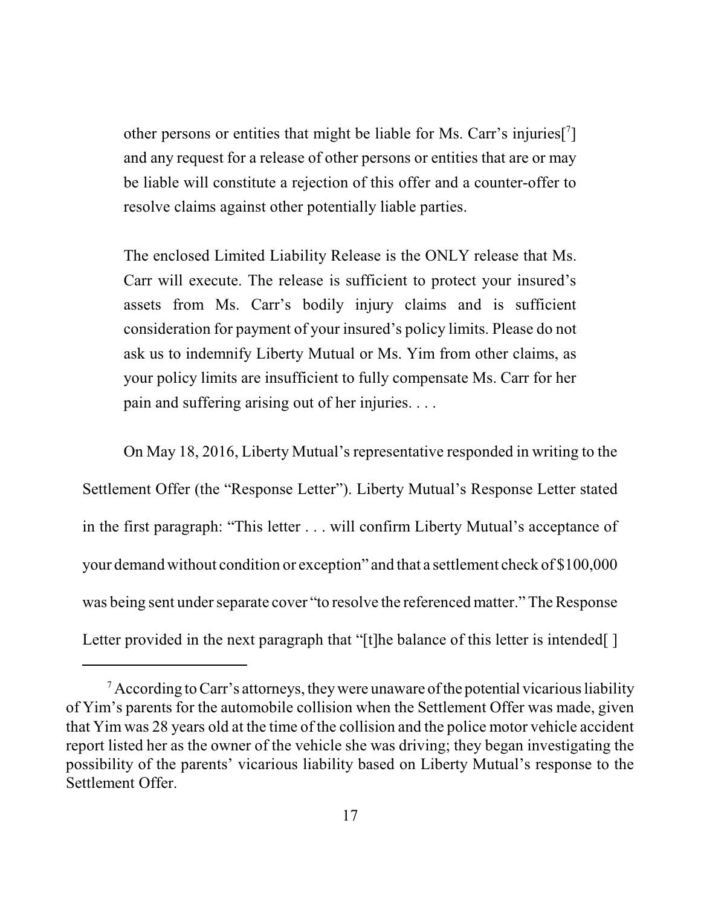> other persons or entities that might be liable for Ms. Carr's injuries[7] and any request for a release of other persons or entities that are or may be liable will constitute a rejection of this offer and a counter-offer to resolve claims against other potentially liable parties.
>
> The enclosed Limited Liability Release is the ONLY release that Ms. Carr will execute. The release is sufficient to protect your insured's assets from Ms. Carr's bodily injury claims and is sufficient consideration for payment of your insured's policy limits. Please do not ask us to indemnify Liberty Mutual or Ms. Yim from other claims, as your policy limits are insufficient to fully compensate Ms. Carr for her pain and suffering arising out of her injuries. . . .

On May 18, 2016, Liberty Mutual's representative responded in writing to the Settlement Offer (the "Response Letter"). Liberty Mutual's Response Letter stated in the first paragraph: "This letter . . . will confirm Liberty Mutual's acceptance of your demand without condition or exception" and that a settlement check of $100,000 was being sent under separate cover "to resolve the referenced matter." The Response Letter provided in the next paragraph that "[t]he balance of this letter is intended[ ]

---

[7] According to Carr's attorneys, they were unaware of the potential vicarious liability of Yim's parents for the automobile collision when the Settlement Offer was made, given that Yim was 28 years old at the time of the collision and the police motor vehicle accident report listed her as the owner of the vehicle she was driving; they began investigating the possibility of the parents' vicarious liability based on Liberty Mutual's response to the Settlement Offer.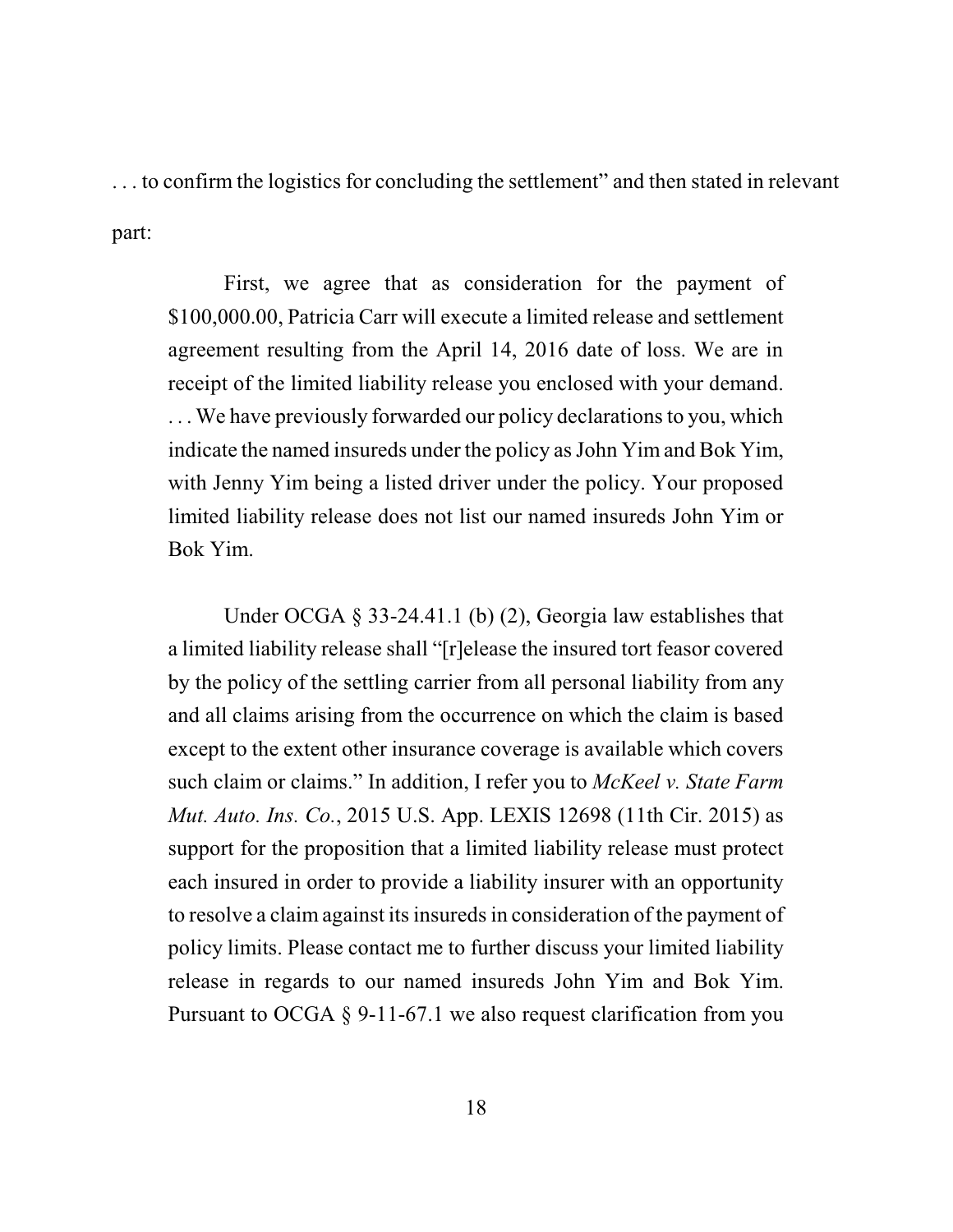. . . to confirm the logistics for concluding the settlement" and then stated in relevant part:

> First, we agree that as consideration for the payment of \$100,000.00, Patricia Carr will execute a limited release and settlement agreement resulting from the April 14, 2016 date of loss. We are in receipt of the limited liability release you enclosed with your demand. . . . We have previously forwarded our policy declarations to you, which indicate the named insureds under the policy as John Yim and Bok Yim, with Jenny Yim being a listed driver under the policy. Your proposed limited liability release does not list our named insureds John Yim or Bok Yim.
>
> Under OCGA § 33-24.41.1 (b) (2), Georgia law establishes that a limited liability release shall "[r]elease the insured tort feasor covered by the policy of the settling carrier from all personal liability from any and all claims arising from the occurrence on which the claim is based except to the extent other insurance coverage is available which covers such claim or claims." In addition, I refer you to *McKeel v. State Farm Mut. Auto. Ins. Co.*, 2015 U.S. App. LEXIS 12698 (11th Cir. 2015) as support for the proposition that a limited liability release must protect each insured in order to provide a liability insurer with an opportunity to resolve a claim against its insureds in consideration of the payment of policy limits. Please contact me to further discuss your limited liability release in regards to our named insureds John Yim and Bok Yim. Pursuant to OCGA § 9-11-67.1 we also request clarification from you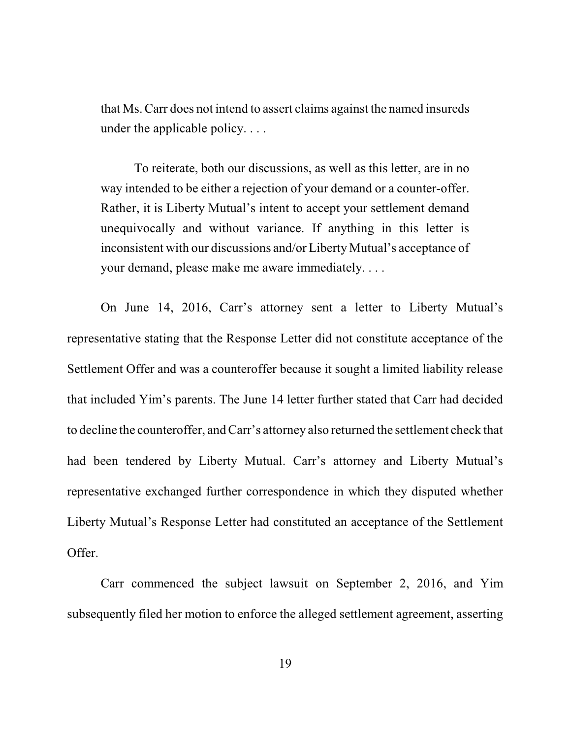> that Ms. Carr does not intend to assert claims against the named insureds under the applicable policy. . . .
>
> To reiterate, both our discussions, as well as this letter, are in no way intended to be either a rejection of your demand or a counter-offer. Rather, it is Liberty Mutual's intent to accept your settlement demand unequivocally and without variance. If anything in this letter is inconsistent with our discussions and/or Liberty Mutual's acceptance of your demand, please make me aware immediately. . . .

On June 14, 2016, Carr's attorney sent a letter to Liberty Mutual's representative stating that the Response Letter did not constitute acceptance of the Settlement Offer and was a counteroffer because it sought a limited liability release that included Yim's parents. The June 14 letter further stated that Carr had decided to decline the counteroffer, and Carr's attorney also returned the settlement check that had been tendered by Liberty Mutual. Carr's attorney and Liberty Mutual's representative exchanged further correspondence in which they disputed whether Liberty Mutual's Response Letter had constituted an acceptance of the Settlement Offer.

Carr commenced the subject lawsuit on September 2, 2016, and Yim subsequently filed her motion to enforce the alleged settlement agreement, asserting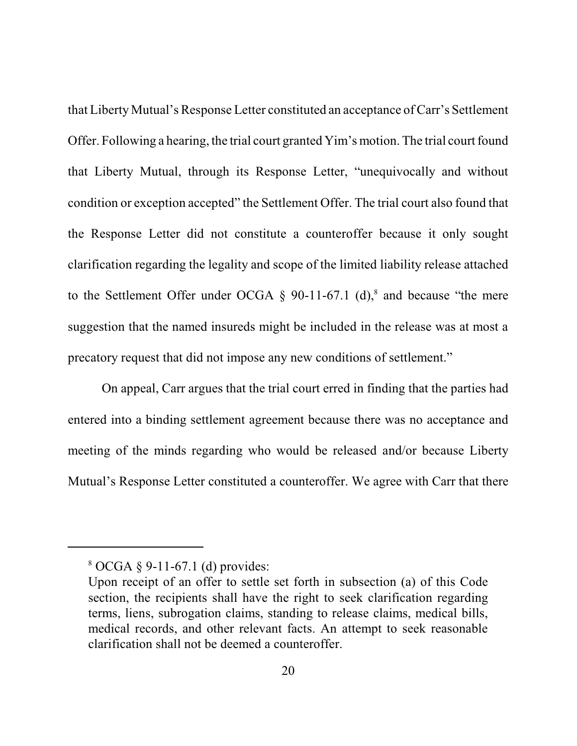that Liberty Mutual's Response Letter constituted an acceptance of Carr's Settlement Offer. Following a hearing, the trial court granted Yim's motion. The trial court found that Liberty Mutual, through its Response Letter, "unequivocally and without condition or exception accepted" the Settlement Offer. The trial court also found that the Response Letter did not constitute a counteroffer because it only sought clarification regarding the legality and scope of the limited liability release attached to the Settlement Offer under OCGA § 90-11-67.1 (d),[8] and because "the mere suggestion that the named insureds might be included in the release was at most a precatory request that did not impose any new conditions of settlement."

On appeal, Carr argues that the trial court erred in finding that the parties had entered into a binding settlement agreement because there was no acceptance and meeting of the minds regarding who would be released and/or because Liberty Mutual's Response Letter constituted a counteroffer. We agree with Carr that there

---

[8] OCGA § 9-11-67.1 (d) provides:

Upon receipt of an offer to settle set forth in subsection (a) of this Code section, the recipients shall have the right to seek clarification regarding terms, liens, subrogation claims, standing to release claims, medical bills, medical records, and other relevant facts. An attempt to seek reasonable clarification shall not be deemed a counteroffer.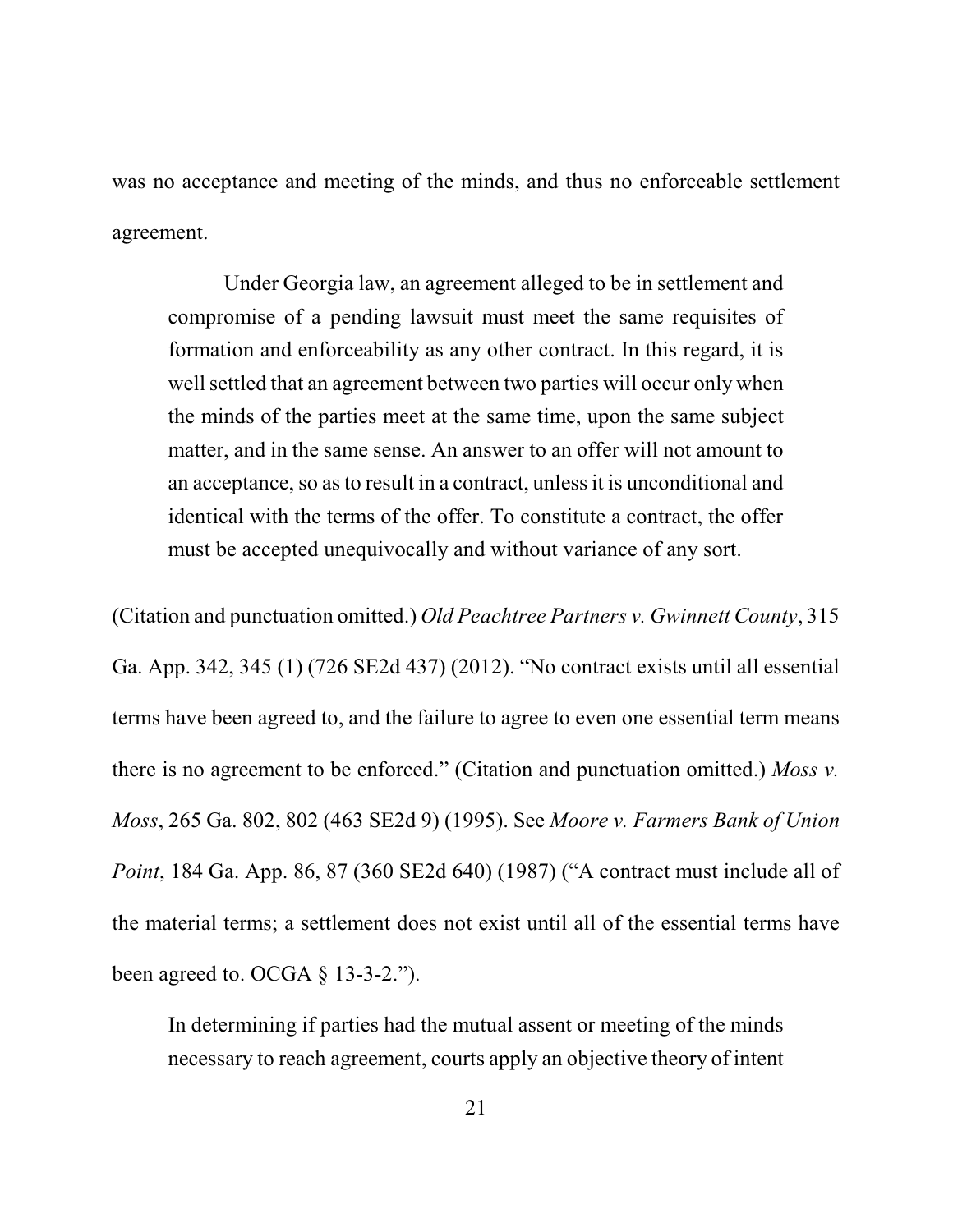was no acceptance and meeting of the minds, and thus no enforceable settlement agreement.

> Under Georgia law, an agreement alleged to be in settlement and compromise of a pending lawsuit must meet the same requisites of formation and enforceability as any other contract. In this regard, it is well settled that an agreement between two parties will occur only when the minds of the parties meet at the same time, upon the same subject matter, and in the same sense. An answer to an offer will not amount to an acceptance, so as to result in a contract, unless it is unconditional and identical with the terms of the offer. To constitute a contract, the offer must be accepted unequivocally and without variance of any sort.

(Citation and punctuation omitted.) *Old Peachtree Partners v. Gwinnett County*, 315 Ga. App. 342, 345 (1) (726 SE2d 437) (2012). "No contract exists until all essential terms have been agreed to, and the failure to agree to even one essential term means there is no agreement to be enforced." (Citation and punctuation omitted.) *Moss v. Moss*, 265 Ga. 802, 802 (463 SE2d 9) (1995). See *Moore v. Farmers Bank of Union Point*, 184 Ga. App. 86, 87 (360 SE2d 640) (1987) ("A contract must include all of the material terms; a settlement does not exist until all of the essential terms have been agreed to. OCGA § 13-3-2.").

> In determining if parties had the mutual assent or meeting of the minds necessary to reach agreement, courts apply an objective theory of intent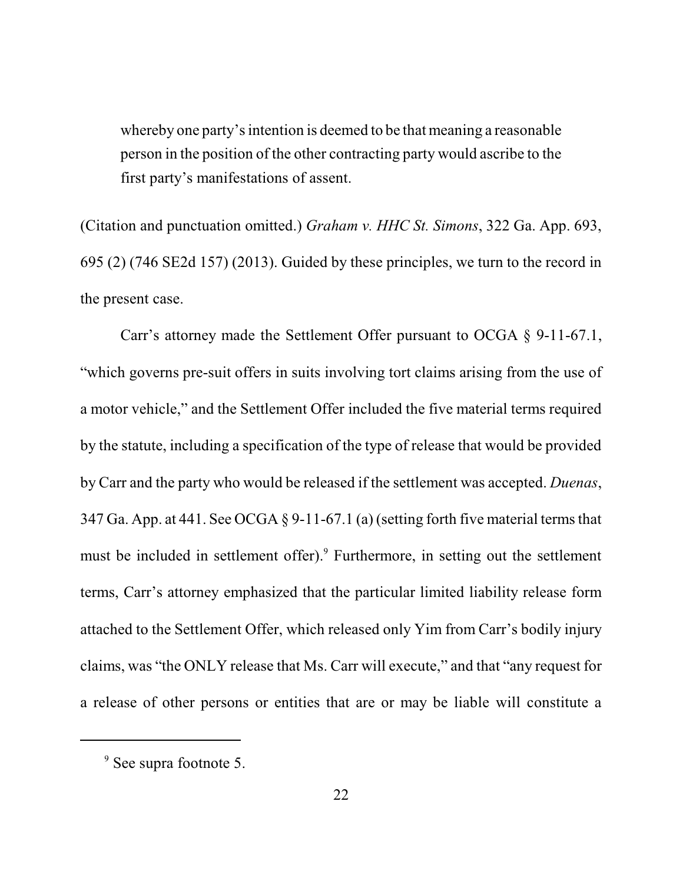> whereby one party's intention is deemed to be that meaning a reasonable person in the position of the other contracting party would ascribe to the first party's manifestations of assent.

(Citation and punctuation omitted.) *Graham v. HHC St. Simons*, 322 Ga. App. 693, 695 (2) (746 SE2d 157) (2013). Guided by these principles, we turn to the record in the present case.

Carr's attorney made the Settlement Offer pursuant to OCGA § 9-11-67.1, "which governs pre-suit offers in suits involving tort claims arising from the use of a motor vehicle," and the Settlement Offer included the five material terms required by the statute, including a specification of the type of release that would be provided by Carr and the party who would be released if the settlement was accepted. *Duenas*, 347 Ga. App. at 441. See OCGA § 9-11-67.1 (a) (setting forth five material terms that must be included in settlement offer).[9] Furthermore, in setting out the settlement terms, Carr's attorney emphasized that the particular limited liability release form attached to the Settlement Offer, which released only Yim from Carr's bodily injury claims, was "the ONLY release that Ms. Carr will execute," and that "any request for a release of other persons or entities that are or may be liable will constitute a

---

[9] See supra footnote 5.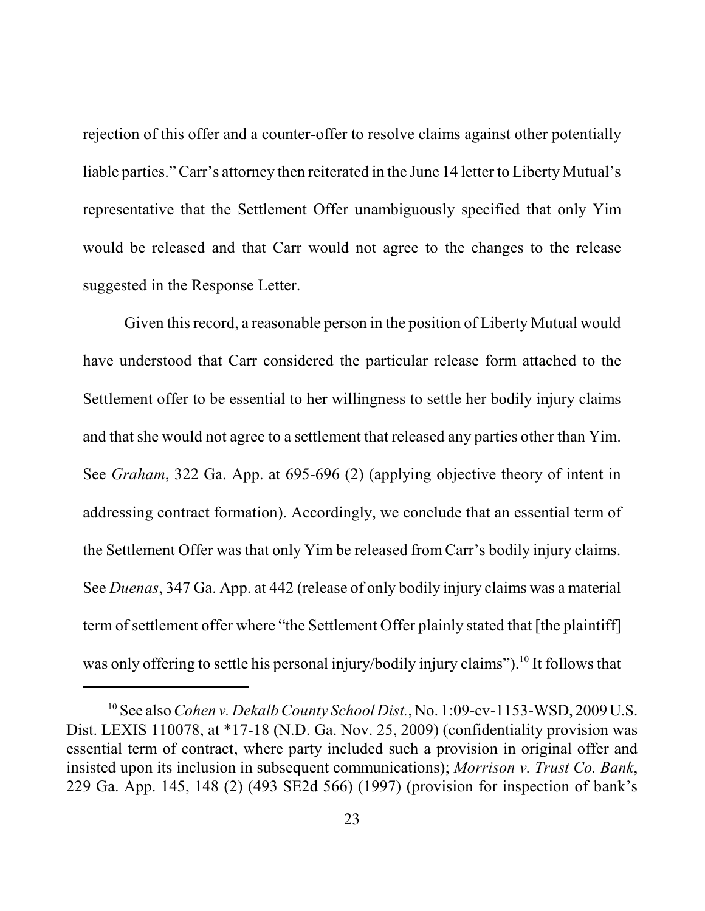rejection of this offer and a counter-offer to resolve claims against other potentially liable parties." Carr's attorney then reiterated in the June 14 letter to Liberty Mutual's representative that the Settlement Offer unambiguously specified that only Yim would be released and that Carr would not agree to the changes to the release suggested in the Response Letter.

Given this record, a reasonable person in the position of Liberty Mutual would have understood that Carr considered the particular release form attached to the Settlement offer to be essential to her willingness to settle her bodily injury claims and that she would not agree to a settlement that released any parties other than Yim. See *Graham*, 322 Ga. App. at 695-696 (2) (applying objective theory of intent in addressing contract formation). Accordingly, we conclude that an essential term of the Settlement Offer was that only Yim be released from Carr's bodily injury claims. See *Duenas*, 347 Ga. App. at 442 (release of only bodily injury claims was a material term of settlement offer where "the Settlement Offer plainly stated that [the plaintiff] was only offering to settle his personal injury/bodily injury claims").[10] It follows that

---

[10] See also *Cohen v. Dekalb County School Dist.*, No. 1:09-cv-1153-WSD, 2009 U.S. Dist. LEXIS 110078, at *17-18 (N.D. Ga. Nov. 25, 2009) (confidentiality provision was essential term of contract, where party included such a provision in original offer and insisted upon its inclusion in subsequent communications); *Morrison v. Trust Co. Bank*, 229 Ga. App. 145, 148 (2) (493 SE2d 566) (1997) (provision for inspection of bank's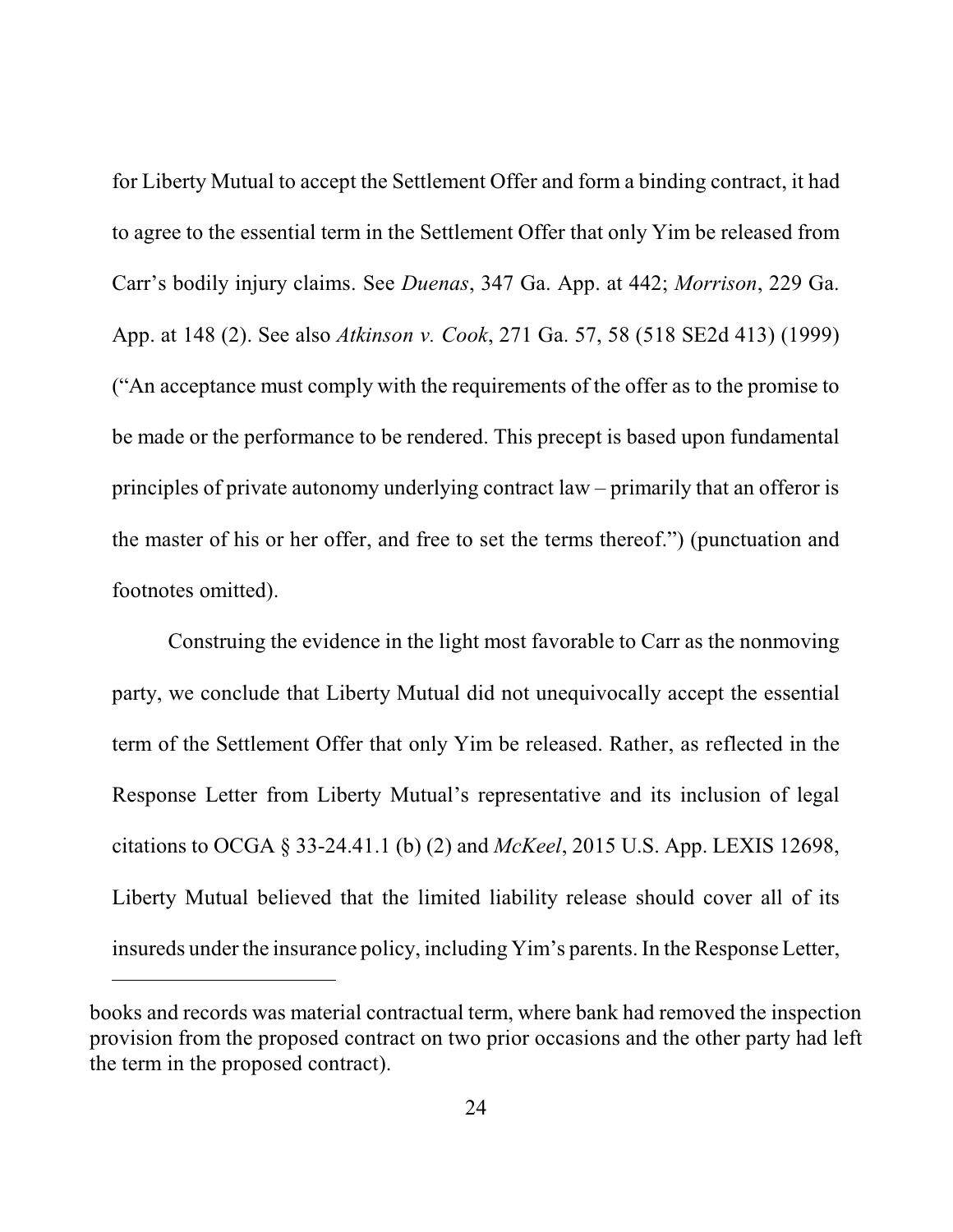for Liberty Mutual to accept the Settlement Offer and form a binding contract, it had to agree to the essential term in the Settlement Offer that only Yim be released from Carr's bodily injury claims. See *Duenas*, 347 Ga. App. at 442; *Morrison*, 229 Ga. App. at 148 (2). See also *Atkinson v. Cook*, 271 Ga. 57, 58 (518 SE2d 413) (1999) ("An acceptance must comply with the requirements of the offer as to the promise to be made or the performance to be rendered. This precept is based upon fundamental principles of private autonomy underlying contract law – primarily that an offeror is the master of his or her offer, and free to set the terms thereof.") (punctuation and footnotes omitted).

Construing the evidence in the light most favorable to Carr as the nonmoving party, we conclude that Liberty Mutual did not unequivocally accept the essential term of the Settlement Offer that only Yim be released. Rather, as reflected in the Response Letter from Liberty Mutual's representative and its inclusion of legal citations to OCGA § 33-24.41.1 (b) (2) and *McKeel*, 2015 U.S. App. LEXIS 12698, Liberty Mutual believed that the limited liability release should cover all of its insureds under the insurance policy, including Yim's parents. In the Response Letter,

---

books and records was material contractual term, where bank had removed the inspection provision from the proposed contract on two prior occasions and the other party had left the term in the proposed contract).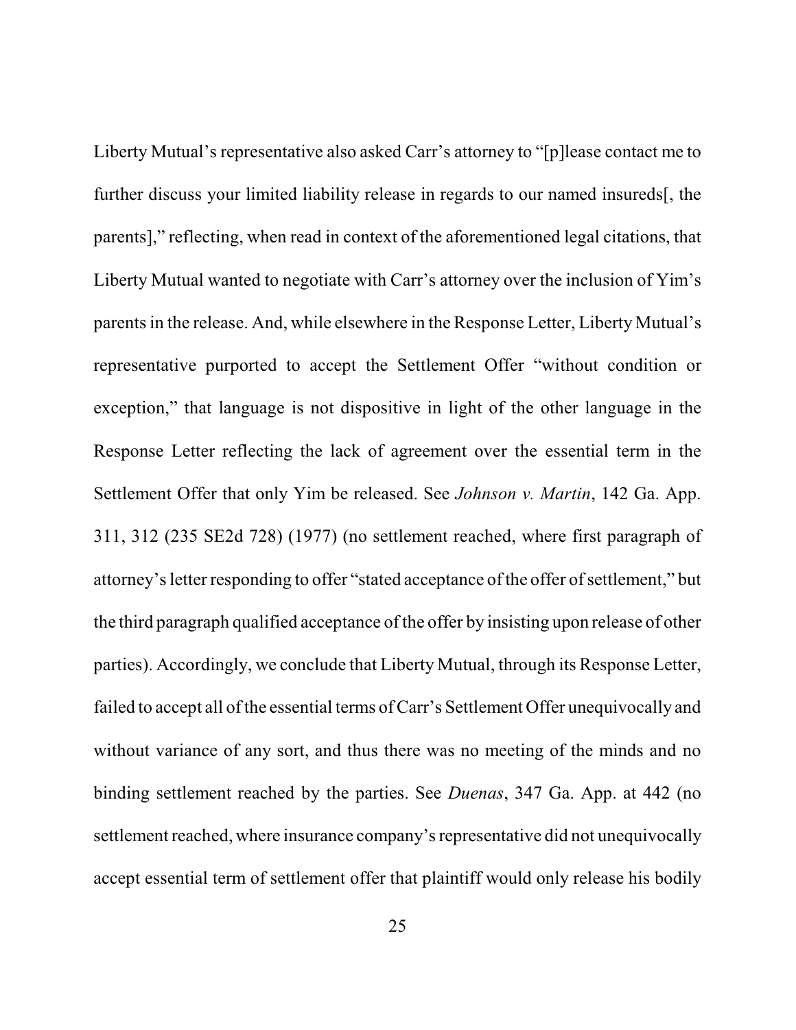Liberty Mutual's representative also asked Carr's attorney to "[p]lease contact me to further discuss your limited liability release in regards to our named insureds[, the parents]," reflecting, when read in context of the aforementioned legal citations, that Liberty Mutual wanted to negotiate with Carr's attorney over the inclusion of Yim's parents in the release. And, while elsewhere in the Response Letter, Liberty Mutual's representative purported to accept the Settlement Offer "without condition or exception," that language is not dispositive in light of the other language in the Response Letter reflecting the lack of agreement over the essential term in the Settlement Offer that only Yim be released. See *Johnson v. Martin*, 142 Ga. App. 311, 312 (235 SE2d 728) (1977) (no settlement reached, where first paragraph of attorney's letter responding to offer "stated acceptance of the offer of settlement," but the third paragraph qualified acceptance of the offer by insisting upon release of other parties). Accordingly, we conclude that Liberty Mutual, through its Response Letter, failed to accept all of the essential terms of Carr's Settlement Offer unequivocally and without variance of any sort, and thus there was no meeting of the minds and no binding settlement reached by the parties. See *Duenas*, 347 Ga. App. at 442 (no settlement reached, where insurance company's representative did not unequivocally accept essential term of settlement offer that plaintiff would only release his bodily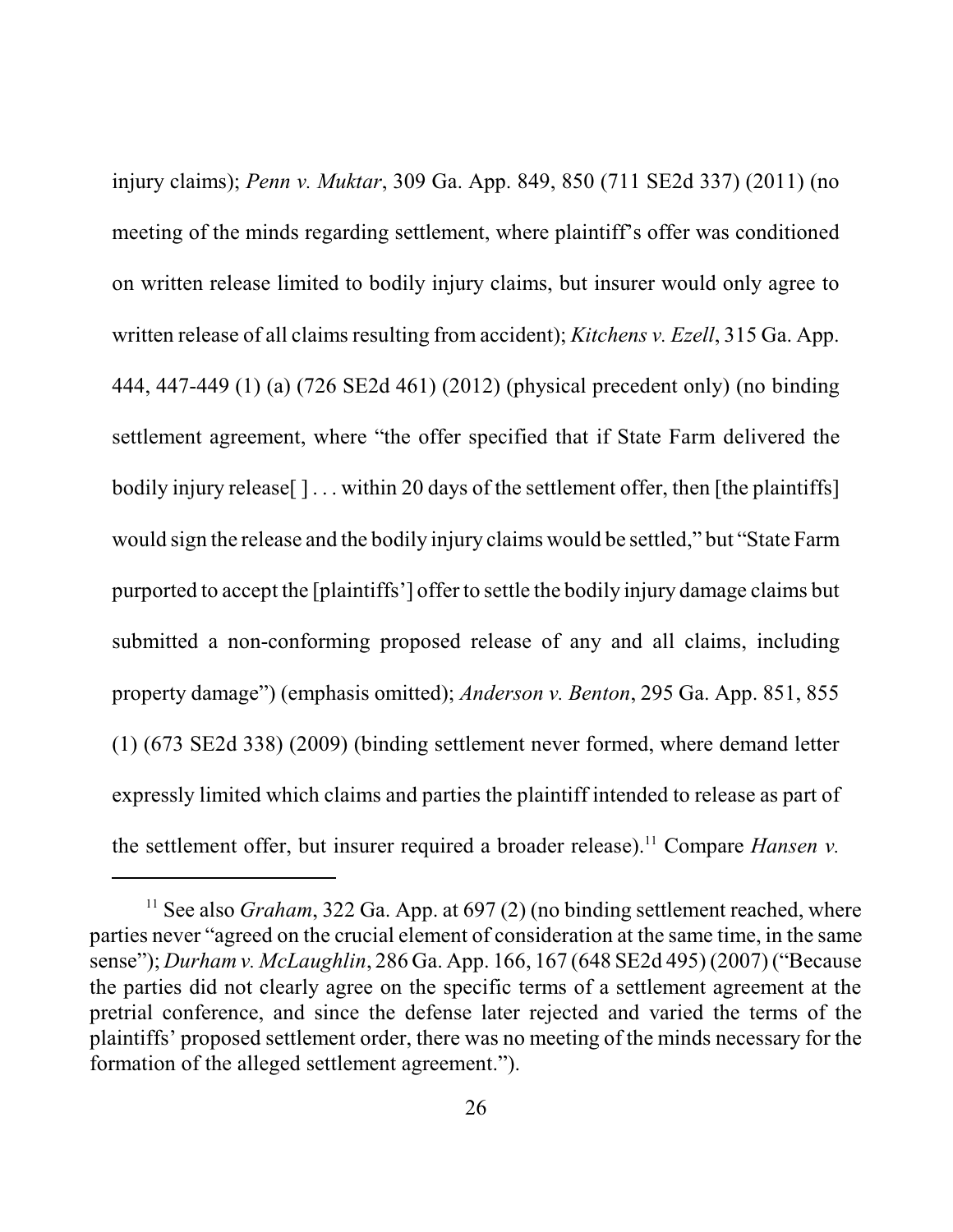injury claims); *Penn v. Muktar*, 309 Ga. App. 849, 850 (711 SE2d 337) (2011) (no meeting of the minds regarding settlement, where plaintiff's offer was conditioned on written release limited to bodily injury claims, but insurer would only agree to written release of all claims resulting from accident); *Kitchens v. Ezell*, 315 Ga. App. 444, 447-449 (1) (a) (726 SE2d 461) (2012) (physical precedent only) (no binding settlement agreement, where "the offer specified that if State Farm delivered the bodily injury release[ ] . . . within 20 days of the settlement offer, then [the plaintiffs] would sign the release and the bodily injury claims would be settled," but "State Farm purported to accept the [plaintiffs'] offer to settle the bodily injury damage claims but submitted a non-conforming proposed release of any and all claims, including property damage") (emphasis omitted); *Anderson v. Benton*, 295 Ga. App. 851, 855 (1) (673 SE2d 338) (2009) (binding settlement never formed, where demand letter expressly limited which claims and parties the plaintiff intended to release as part of the settlement offer, but insurer required a broader release).[11] Compare *Hansen v.*

[11] See also *Graham*, 322 Ga. App. at 697 (2) (no binding settlement reached, where parties never "agreed on the crucial element of consideration at the same time, in the same sense"); *Durham v. McLaughlin*, 286 Ga. App. 166, 167 (648 SE2d 495) (2007) ("Because the parties did not clearly agree on the specific terms of a settlement agreement at the pretrial conference, and since the defense later rejected and varied the terms of the plaintiffs' proposed settlement order, there was no meeting of the minds necessary for the formation of the alleged settlement agreement.").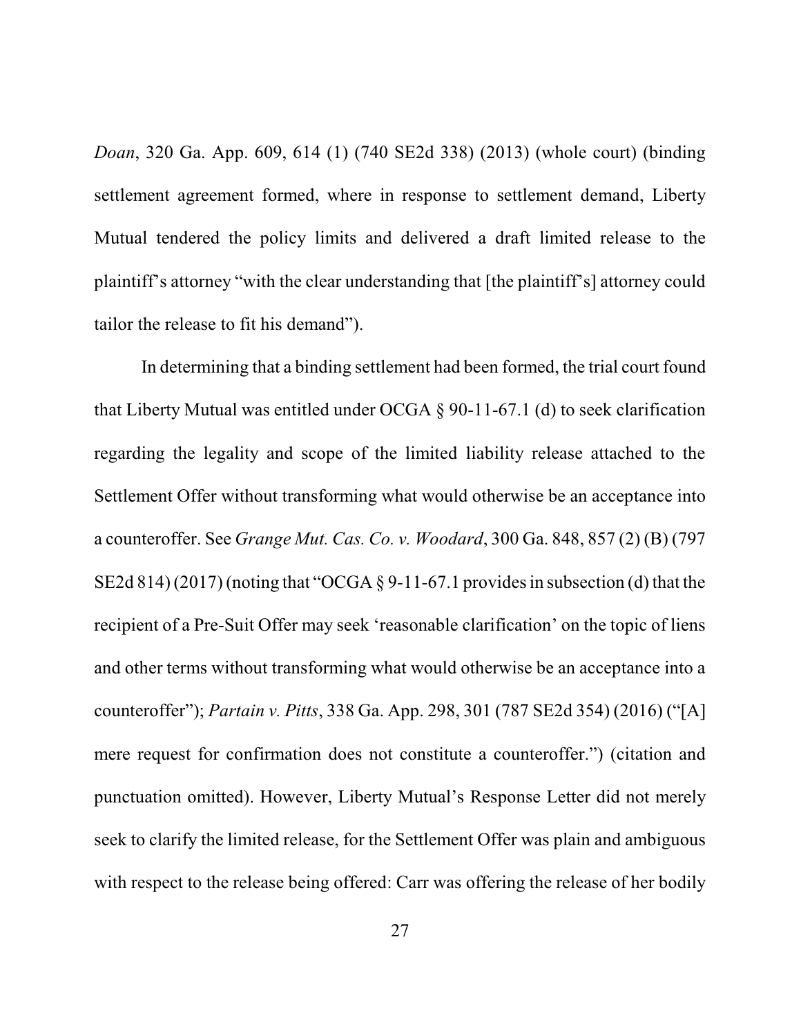*Doan*, 320 Ga. App. 609, 614 (1) (740 SE2d 338) (2013) (whole court) (binding settlement agreement formed, where in response to settlement demand, Liberty Mutual tendered the policy limits and delivered a draft limited release to the plaintiff's attorney "with the clear understanding that [the plaintiff's] attorney could tailor the release to fit his demand").

In determining that a binding settlement had been formed, the trial court found that Liberty Mutual was entitled under OCGA § 90-11-67.1 (d) to seek clarification regarding the legality and scope of the limited liability release attached to the Settlement Offer without transforming what would otherwise be an acceptance into a counteroffer. See *Grange Mut. Cas. Co. v. Woodard*, 300 Ga. 848, 857 (2) (B) (797 SE2d 814) (2017) (noting that "OCGA § 9-11-67.1 provides in subsection (d) that the recipient of a Pre-Suit Offer may seek 'reasonable clarification' on the topic of liens and other terms without transforming what would otherwise be an acceptance into a counteroffer"); *Partain v. Pitts*, 338 Ga. App. 298, 301 (787 SE2d 354) (2016) ("[A] mere request for confirmation does not constitute a counteroffer.") (citation and punctuation omitted). However, Liberty Mutual's Response Letter did not merely seek to clarify the limited release, for the Settlement Offer was plain and ambiguous with respect to the release being offered: Carr was offering the release of her bodily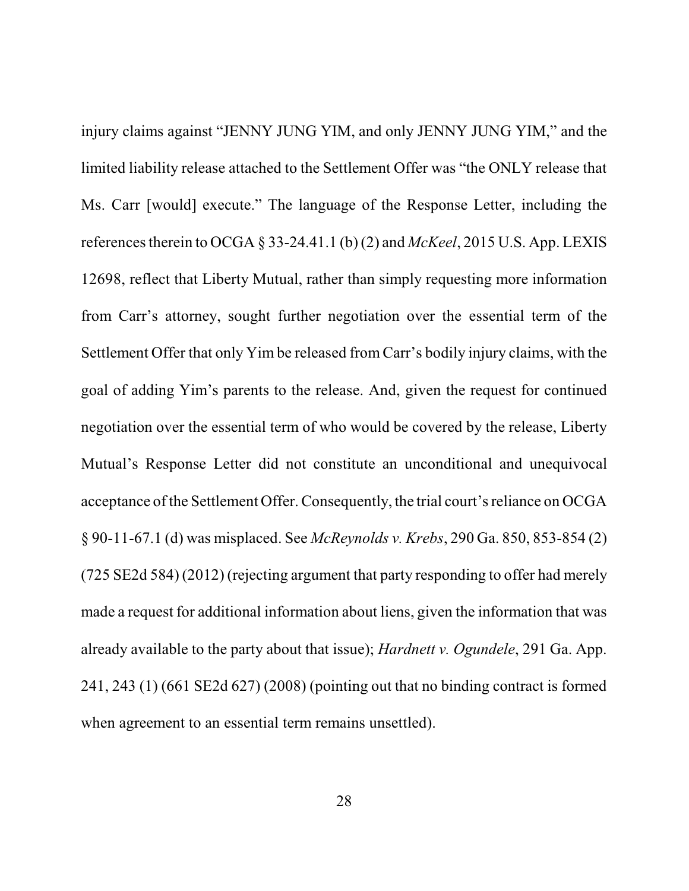injury claims against "JENNY JUNG YIM, and only JENNY JUNG YIM," and the limited liability release attached to the Settlement Offer was "the ONLY release that Ms. Carr [would] execute." The language of the Response Letter, including the references therein to OCGA § 33-24.41.1 (b) (2) and *McKeel*, 2015 U.S. App. LEXIS 12698, reflect that Liberty Mutual, rather than simply requesting more information from Carr's attorney, sought further negotiation over the essential term of the Settlement Offer that only Yim be released from Carr's bodily injury claims, with the goal of adding Yim's parents to the release. And, given the request for continued negotiation over the essential term of who would be covered by the release, Liberty Mutual's Response Letter did not constitute an unconditional and unequivocal acceptance of the Settlement Offer. Consequently, the trial court's reliance on OCGA § 90-11-67.1 (d) was misplaced. See *McReynolds v. Krebs*, 290 Ga. 850, 853-854 (2) (725 SE2d 584) (2012) (rejecting argument that party responding to offer had merely made a request for additional information about liens, given the information that was already available to the party about that issue); *Hardnett v. Ogundele*, 291 Ga. App. 241, 243 (1) (661 SE2d 627) (2008) (pointing out that no binding contract is formed when agreement to an essential term remains unsettled).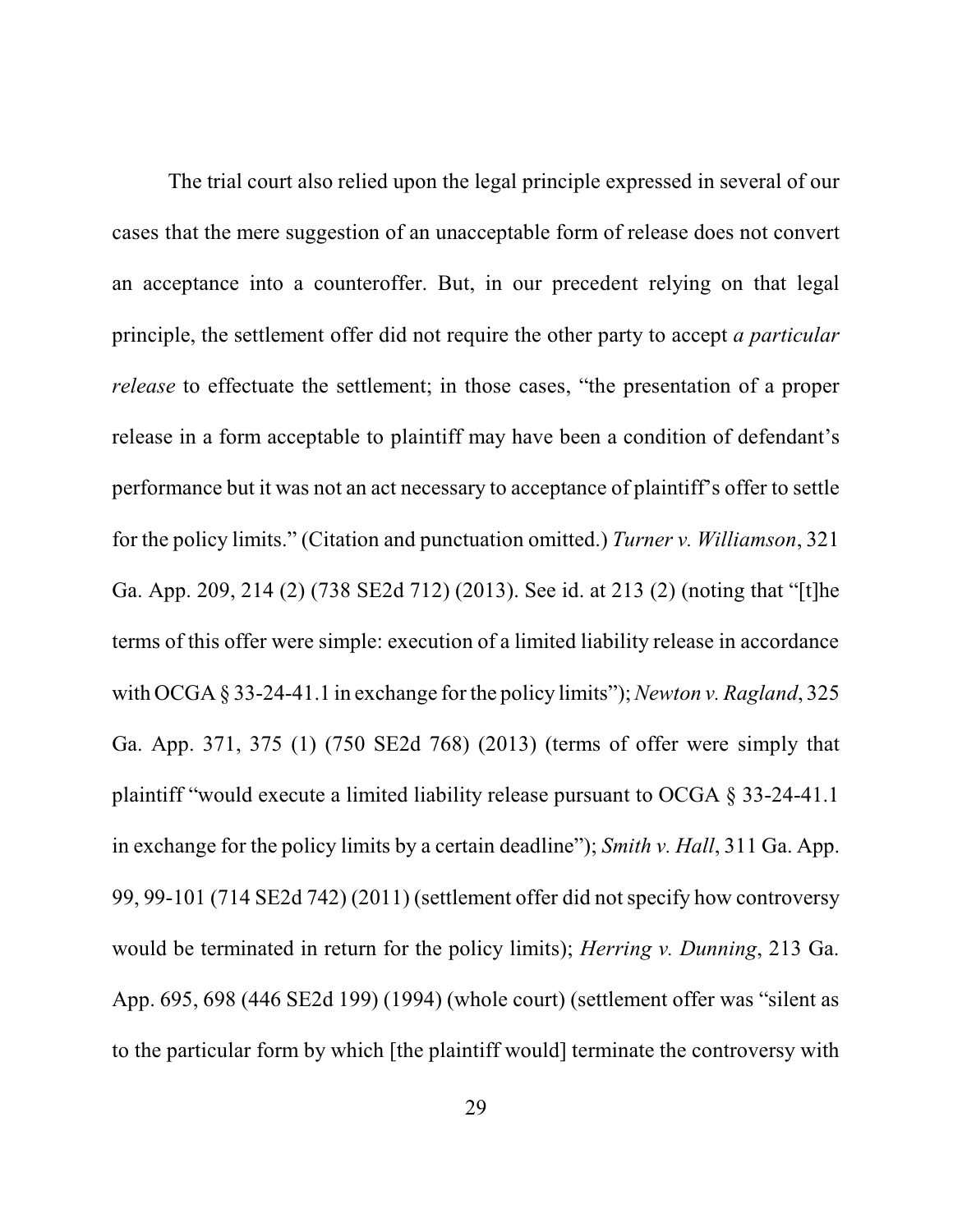The trial court also relied upon the legal principle expressed in several of our cases that the mere suggestion of an unacceptable form of release does not convert an acceptance into a counteroffer. But, in our precedent relying on that legal principle, the settlement offer did not require the other party to accept *a particular release* to effectuate the settlement; in those cases, "the presentation of a proper release in a form acceptable to plaintiff may have been a condition of defendant's performance but it was not an act necessary to acceptance of plaintiff's offer to settle for the policy limits." (Citation and punctuation omitted.) *Turner v. Williamson*, 321 Ga. App. 209, 214 (2) (738 SE2d 712) (2013). See id. at 213 (2) (noting that "[t]he terms of this offer were simple: execution of a limited liability release in accordance with OCGA § 33-24-41.1 in exchange for the policy limits"); *Newton v. Ragland*, 325 Ga. App. 371, 375 (1) (750 SE2d 768) (2013) (terms of offer were simply that plaintiff "would execute a limited liability release pursuant to OCGA § 33-24-41.1 in exchange for the policy limits by a certain deadline"); *Smith v. Hall*, 311 Ga. App. 99, 99-101 (714 SE2d 742) (2011) (settlement offer did not specify how controversy would be terminated in return for the policy limits); *Herring v. Dunning*, 213 Ga. App. 695, 698 (446 SE2d 199) (1994) (whole court) (settlement offer was "silent as to the particular form by which [the plaintiff would] terminate the controversy with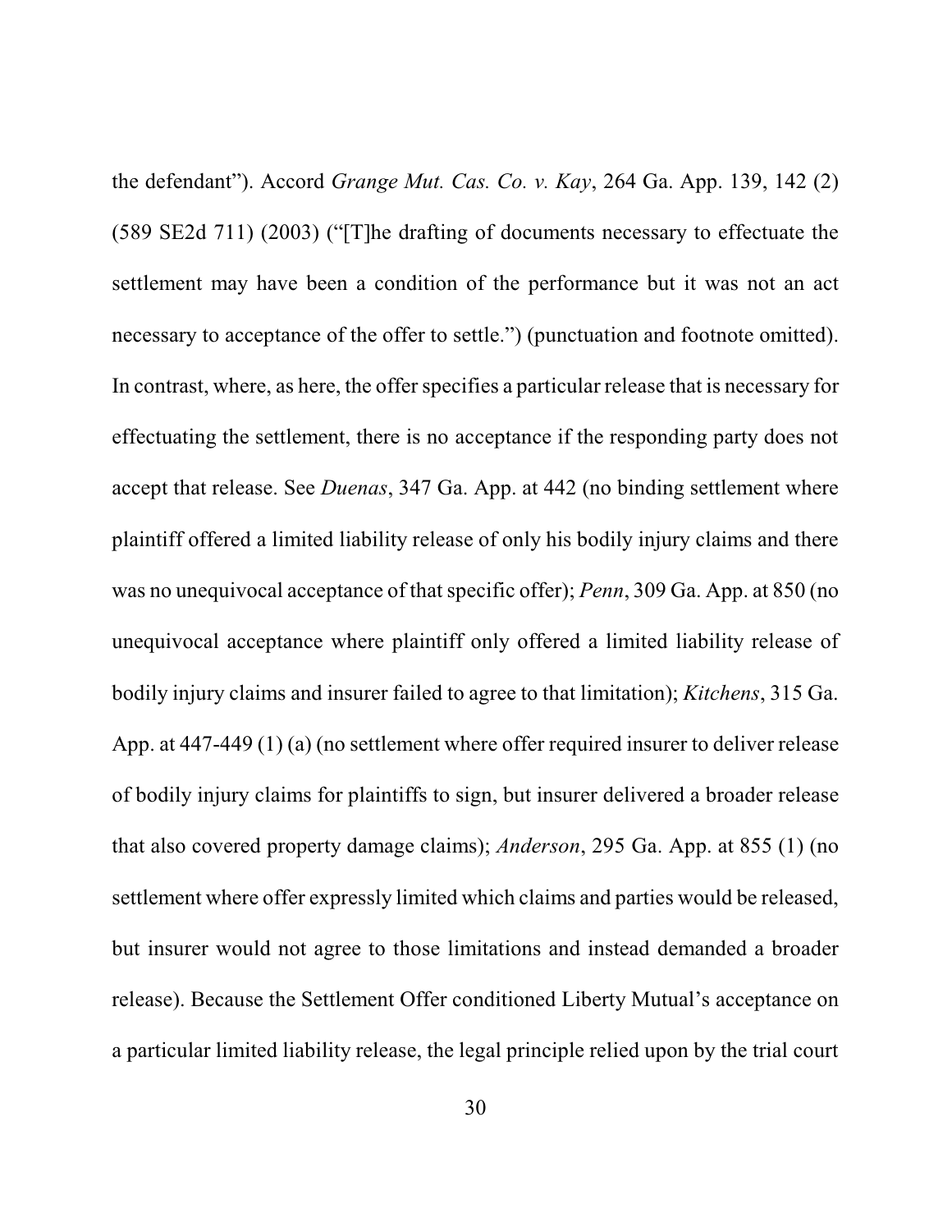the defendant"). Accord *Grange Mut. Cas. Co. v. Kay*, 264 Ga. App. 139, 142 (2) (589 SE2d 711) (2003) ("[T]he drafting of documents necessary to effectuate the settlement may have been a condition of the performance but it was not an act necessary to acceptance of the offer to settle.") (punctuation and footnote omitted). In contrast, where, as here, the offer specifies a particular release that is necessary for effectuating the settlement, there is no acceptance if the responding party does not accept that release. See *Duenas*, 347 Ga. App. at 442 (no binding settlement where plaintiff offered a limited liability release of only his bodily injury claims and there was no unequivocal acceptance of that specific offer); *Penn*, 309 Ga. App. at 850 (no unequivocal acceptance where plaintiff only offered a limited liability release of bodily injury claims and insurer failed to agree to that limitation); *Kitchens*, 315 Ga. App. at 447-449 (1) (a) (no settlement where offer required insurer to deliver release of bodily injury claims for plaintiffs to sign, but insurer delivered a broader release that also covered property damage claims); *Anderson*, 295 Ga. App. at 855 (1) (no settlement where offer expressly limited which claims and parties would be released, but insurer would not agree to those limitations and instead demanded a broader release). Because the Settlement Offer conditioned Liberty Mutual's acceptance on a particular limited liability release, the legal principle relied upon by the trial court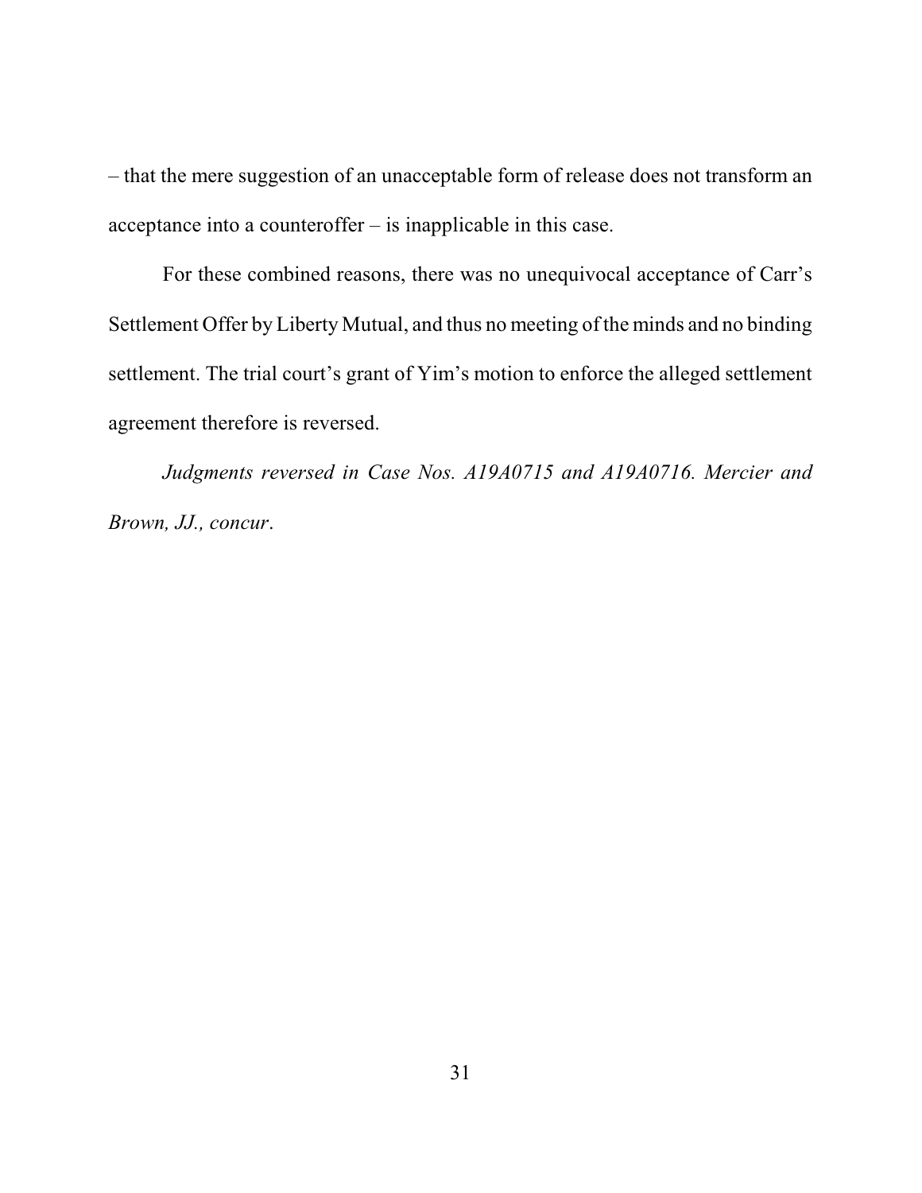– that the mere suggestion of an unacceptable form of release does not transform an acceptance into a counteroffer – is inapplicable in this case.

For these combined reasons, there was no unequivocal acceptance of Carr's Settlement Offer by Liberty Mutual, and thus no meeting of the minds and no binding settlement. The trial court's grant of Yim's motion to enforce the alleged settlement agreement therefore is reversed.

*Judgments reversed in Case Nos. A19A0715 and A19A0716. Mercier and Brown, JJ., concur*.